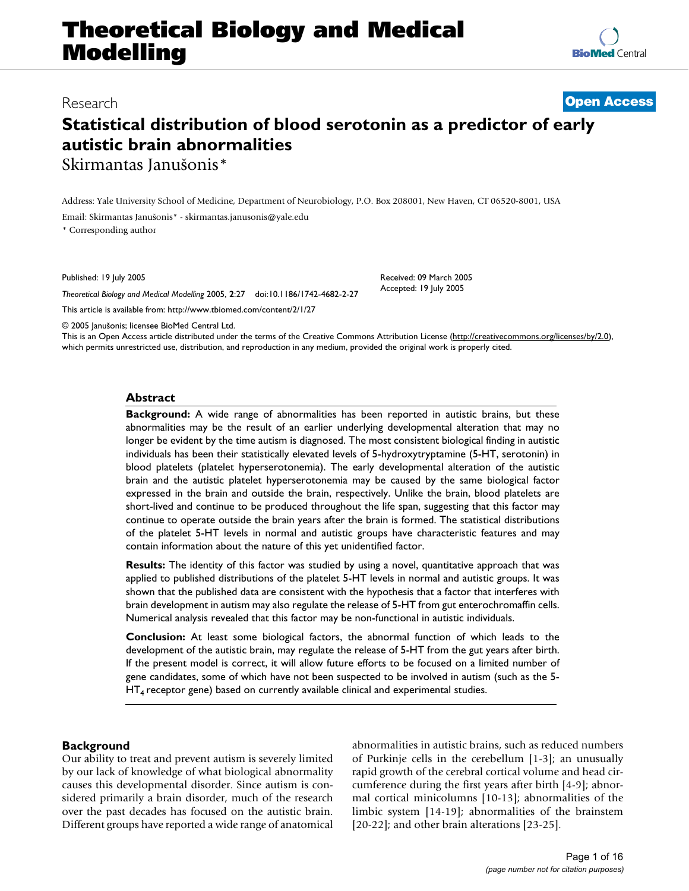# Statistical distribution of blood serotonin as a predictor of early autistic brain abnormalities

Research | Open Access

Skirmantas Janušonis*

Address: Yale University School of Medicine, Department of Neurobiology, P.O. Box 208001, New Haven, CT 06520-8001, USA

Email: Skirmantas Janušonis* - skirmantas.janusonis@yale.edu

\* Corresponding author

Published: 19 July 2005

*Theoretical Biology and Medical Modelling* 2005, **2**:27 doi:10.1186/1742-4682-2-27

This article is available from: http://www.tbiomed.com/content/2/1/27

Received: 09 March 2005
Accepted: 19 July 2005

© 2005 Janušonis; licensee BioMed Central Ltd.

This is an Open Access article distributed under the terms of the Creative Commons Attribution License (http://creativecommons.org/licenses/by/2.0), which permits unrestricted use, distribution, and reproduction in any medium, provided the original work is properly cited.

## Abstract

**Background:** A wide range of abnormalities has been reported in autistic brains, but these abnormalities may be the result of an earlier underlying developmental alteration that may no longer be evident by the time autism is diagnosed. The most consistent biological finding in autistic individuals has been their statistically elevated levels of 5-hydroxytryptamine (5-HT, serotonin) in blood platelets (platelet hyperserotonemia). The early developmental alteration of the autistic brain and the autistic platelet hyperserotonemia may be caused by the same biological factor expressed in the brain and outside the brain, respectively. Unlike the brain, blood platelets are short-lived and continue to be produced throughout the life span, suggesting that this factor may continue to operate outside the brain years after the brain is formed. The statistical distributions of the platelet 5-HT levels in normal and autistic groups have characteristic features and may contain information about the nature of this yet unidentified factor.

**Results:** The identity of this factor was studied by using a novel, quantitative approach that was applied to published distributions of the platelet 5-HT levels in normal and autistic groups. It was shown that the published data are consistent with the hypothesis that a factor that interferes with brain development in autism may also regulate the release of 5-HT from gut enterochromaffin cells. Numerical analysis revealed that this factor may be non-functional in autistic individuals.

**Conclusion:** At least some biological factors, the abnormal function of which leads to the development of the autistic brain, may regulate the release of 5-HT from the gut years after birth. If the present model is correct, it will allow future efforts to be focused on a limited number of gene candidates, some of which have not been suspected to be involved in autism (such as the 5-$HT_4$ receptor gene) based on currently available clinical and experimental studies.

## Background

Our ability to treat and prevent autism is severely limited by our lack of knowledge of what biological abnormality causes this developmental disorder. Since autism is considered primarily a brain disorder, much of the research over the past decades has focused on the autistic brain. Different groups have reported a wide range of anatomical abnormalities in autistic brains, such as reduced numbers of Purkinje cells in the cerebellum [1-3]; an unusually rapid growth of the cerebral cortical volume and head circumference during the first years after birth [4-9]; abnormal cortical minicolumns [10-13]; abnormalities of the limbic system [14-19]; abnormalities of the brainstem [20-22]; and other brain alterations [23-25].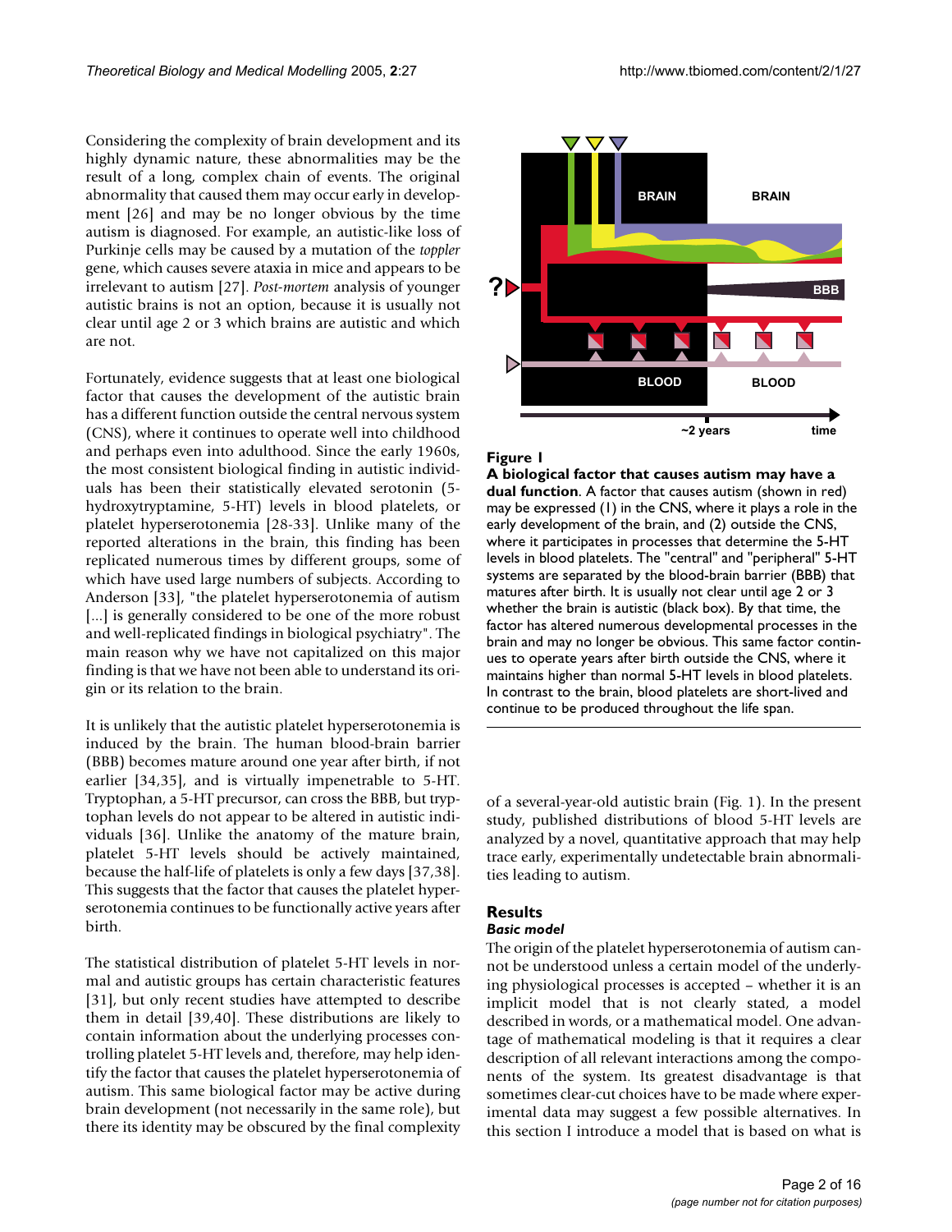Considering the complexity of brain development and its highly dynamic nature, these abnormalities may be the result of a long, complex chain of events. The original abnormality that caused them may occur early in development [26] and may be no longer obvious by the time autism is diagnosed. For example, an autistic-like loss of Purkinje cells may be caused by a mutation of the *toppler* gene, which causes severe ataxia in mice and appears to be irrelevant to autism [27]. *Post-mortem* analysis of younger autistic brains is not an option, because it is usually not clear until age 2 or 3 which brains are autistic and which are not.

Fortunately, evidence suggests that at least one biological factor that causes the development of the autistic brain has a different function outside the central nervous system (CNS), where it continues to operate well into childhood and perhaps even into adulthood. Since the early 1960s, the most consistent biological finding in autistic individuals has been their statistically elevated serotonin (5-hydroxytryptamine, 5-HT) levels in blood platelets, or platelet hyperserotonemia [28-33]. Unlike many of the reported alterations in the brain, this finding has been replicated numerous times by different groups, some of which have used large numbers of subjects. According to Anderson [33], "the platelet hyperserotonemia of autism [...] is generally considered to be one of the more robust and well-replicated findings in biological psychiatry". The main reason why we have not capitalized on this major finding is that we have not been able to understand its origin or its relation to the brain.

It is unlikely that the autistic platelet hyperserotonemia is induced by the brain. The human blood-brain barrier (BBB) becomes mature around one year after birth, if not earlier [34,35], and is virtually impenetrable to 5-HT. Tryptophan, a 5-HT precursor, can cross the BBB, but tryptophan levels do not appear to be altered in autistic individuals [36]. Unlike the anatomy of the mature brain, platelet 5-HT levels should be actively maintained, because the half-life of platelets is only a few days [37,38]. This suggests that the factor that causes the platelet hyperserotonemia continues to be functionally active years after birth.

The statistical distribution of platelet 5-HT levels in normal and autistic groups has certain characteristic features [31], but only recent studies have attempted to describe them in detail [39,40]. These distributions are likely to contain information about the underlying processes controlling platelet 5-HT levels and, therefore, may help identify the factor that causes the platelet hyperserotonemia of autism. This same biological factor may be active during brain development (not necessarily in the same role), but there its identity may be obscured by the final complexity of a several-year-old autistic brain (Fig. 1). In the present study, published distributions of blood 5-HT levels are analyzed by a novel, quantitative approach that may help trace early, experimentally undetectable brain abnormalities leading to autism.

**Figure 1**

**A biological factor that causes autism may have a dual function.** A factor that causes autism (shown in red) may be expressed (1) in the CNS, where it plays a role in the early development of the brain, and (2) outside the CNS, where it participates in processes that determine the 5-HT levels in blood platelets. The "central" and "peripheral" 5-HT systems are separated by the blood-brain barrier (BBB) that matures after birth. It is usually not clear until age 2 or 3 whether the brain is autistic (black box). By that time, the factor has altered numerous developmental processes in the brain and may no longer be obvious. This same factor continues to operate years after birth outside the CNS, where it maintains higher than normal 5-HT levels in blood platelets. In contrast to the brain, blood platelets are short-lived and continue to be produced throughout the life span.

## Results

### *Basic model*

The origin of the platelet hyperserotonemia of autism cannot be understood unless a certain model of the underlying physiological processes is accepted – whether it is an implicit model that is not clearly stated, a model described in words, or a mathematical model. One advantage of mathematical modeling is that it requires a clear description of all relevant interactions among the components of the system. Its greatest disadvantage is that sometimes clear-cut choices have to be made where experimental data may suggest a few possible alternatives. In this section I introduce a model that is based on what is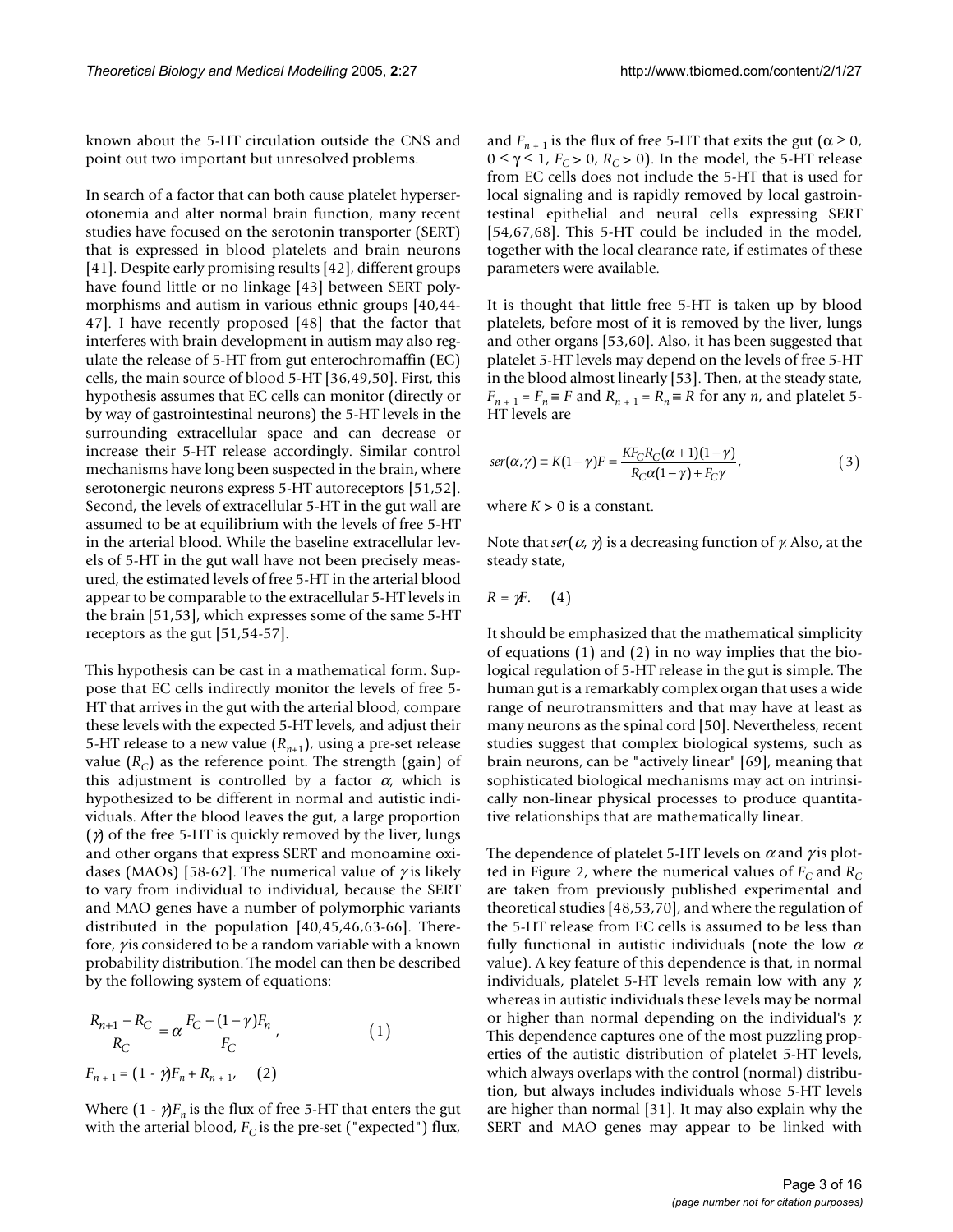known about the 5-HT circulation outside the CNS and point out two important but unresolved problems.

In search of a factor that can both cause platelet hyperserotonemia and alter normal brain function, many recent studies have focused on the serotonin transporter (SERT) that is expressed in blood platelets and brain neurons [41]. Despite early promising results [42], different groups have found little or no linkage [43] between SERT polymorphisms and autism in various ethnic groups [40,44-47]. I have recently proposed [48] that the factor that interferes with brain development in autism may also regulate the release of 5-HT from gut enterochromaffin (EC) cells, the main source of blood 5-HT [36,49,50]. First, this hypothesis assumes that EC cells can monitor (directly or by way of gastrointestinal neurons) the 5-HT levels in the surrounding extracellular space and can decrease or increase their 5-HT release accordingly. Similar control mechanisms have long been suspected in the brain, where serotonergic neurons express 5-HT autoreceptors [51,52]. Second, the levels of extracellular 5-HT in the gut wall are assumed to be at equilibrium with the levels of free 5-HT in the arterial blood. While the baseline extracellular levels of 5-HT in the gut wall have not been precisely measured, the estimated levels of free 5-HT in the arterial blood appear to be comparable to the extracellular 5-HT levels in the brain [51,53], which expresses some of the same 5-HT receptors as the gut [51,54-57].

This hypothesis can be cast in a mathematical form. Suppose that EC cells indirectly monitor the levels of free 5-HT that arrives in the gut with the arterial blood, compare these levels with the expected 5-HT levels, and adjust their 5-HT release to a new value ($R_{n+1}$), using a pre-set release value ($R_C$) as the reference point. The strength (gain) of this adjustment is controlled by a factor $\alpha$, which is hypothesized to be different in normal and autistic individuals. After the blood leaves the gut, a large proportion ($\gamma$) of the free 5-HT is quickly removed by the liver, lungs and other organs that express SERT and monoamine oxidases (MAOs) [58-62]. The numerical value of $\gamma$ is likely to vary from individual to individual, because the SERT and MAO genes have a number of polymorphic variants distributed in the population [40,45,46,63-66]. Therefore, $\gamma$ is considered to be a random variable with a known probability distribution. The model can then be described by the following system of equations:

$$\frac{R_{n+1} - R_C}{R_C} = \alpha \frac{F_C - (1-\gamma)F_n}{F_C}, \qquad (1)$$

$$F_{n+1} = (1 - \gamma)F_n + R_{n+1}, \qquad (2)$$

Where $(1 - \gamma)F_n$ is the flux of free 5-HT that enters the gut with the arterial blood, $F_C$ is the pre-set ("expected") flux, and $F_{n+1}$ is the flux of free 5-HT that exits the gut ($\alpha \geq 0$, $0 \leq \gamma \leq 1$, $F_C > 0$, $R_C > 0$). In the model, the 5-HT release from EC cells does not include the 5-HT that is used for local signaling and is rapidly removed by local gastrointestinal epithelial and neural cells expressing SERT [54,67,68]. This 5-HT could be included in the model, together with the local clearance rate, if estimates of these parameters were available.

It is thought that little free 5-HT is taken up by blood platelets, before most of it is removed by the liver, lungs and other organs [53,60]. Also, it has been suggested that platelet 5-HT levels may depend on the levels of free 5-HT in the blood almost linearly [53]. Then, at the steady state, $F_{n+1} = F_n \equiv F$ and $R_{n+1} = R_n \equiv R$ for any $n$, and platelet 5-HT levels are

$$ser(\alpha, \gamma) \equiv K(1-\gamma)F = \frac{KF_C R_C(\alpha+1)(1-\gamma)}{R_C\alpha(1-\gamma) + F_C\gamma}, \qquad (3)$$

where $K > 0$ is a constant.

Note that $ser(\alpha, \gamma)$ is a decreasing function of $\gamma$. Also, at the steady state,

$$R = \gamma F. \qquad (4)$$

It should be emphasized that the mathematical simplicity of equations (1) and (2) in no way implies that the biological regulation of 5-HT release in the gut is simple. The human gut is a remarkably complex organ that uses a wide range of neurotransmitters and that may have at least as many neurons as the spinal cord [50]. Nevertheless, recent studies suggest that complex biological systems, such as brain neurons, can be "actively linear" [69], meaning that sophisticated biological mechanisms may act on intrinsically non-linear physical processes to produce quantitative relationships that are mathematically linear.

The dependence of platelet 5-HT levels on $\alpha$ and $\gamma$ is plotted in Figure 2, where the numerical values of $F_C$ and $R_C$ are taken from previously published experimental and theoretical studies [48,53,70], and where the regulation of the 5-HT release from EC cells is assumed to be less than fully functional in autistic individuals (note the low $\alpha$ value). A key feature of this dependence is that, in normal individuals, platelet 5-HT levels remain low with any $\gamma$, whereas in autistic individuals these levels may be normal or higher than normal depending on the individual's $\gamma$. This dependence captures one of the most puzzling properties of the autistic distribution of platelet 5-HT levels, which always overlaps with the control (normal) distribution, but always includes individuals whose 5-HT levels are higher than normal [31]. It may also explain why the SERT and MAO genes may appear to be linked with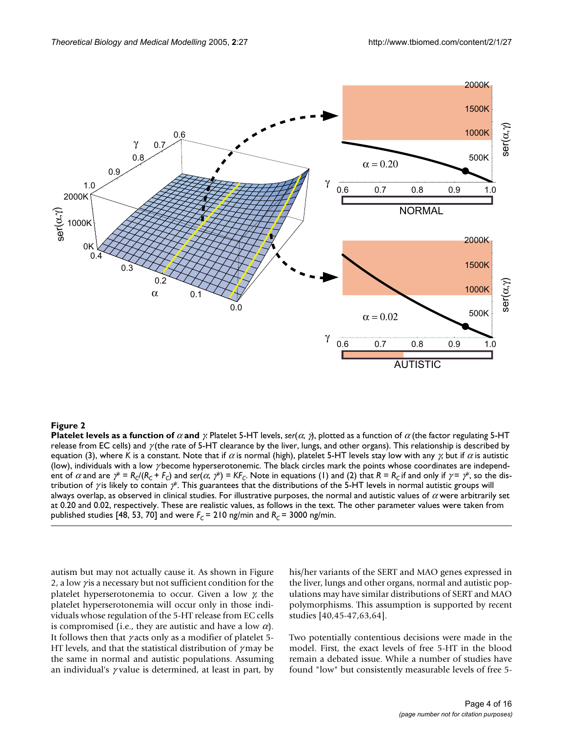**Figure 2**

**Platelet levels as a function of $\alpha$ and $\gamma$.** Platelet 5-HT levels, *ser*($\alpha$, $\gamma$), plotted as a function of $\alpha$ (the factor regulating 5-HT release from EC cells) and $\gamma$ (the rate of 5-HT clearance by the liver, lungs, and other organs). This relationship is described by equation (3), where *K* is a constant. Note that if $\alpha$ is normal (high), platelet 5-HT levels stay low with any $\gamma$, but if $\alpha$ is autistic (low), individuals with a low $\gamma$ become hyperserotonemic. The black circles mark the points whose coordinates are independent of $\alpha$ and are $\gamma^* = R_C/(R_C + F_C)$ and $ser(\alpha, \gamma^*) = KF_C$. Note in equations (1) and (2) that $R = R_C$ if and only if $\gamma = \gamma^*$, so the distribution of $\gamma$ is likely to contain $\gamma^*$. This guarantees that the distributions of the 5-HT levels in normal autistic groups will always overlap, as observed in clinical studies. For illustrative purposes, the normal and autistic values of $\alpha$ were arbitrarily set at 0.20 and 0.02, respectively. These are realistic values, as follows in the text. The other parameter values were taken from published studies [48, 53, 70] and were $F_C$ = 210 ng/min and $R_C$ = 3000 ng/min.

autism but may not actually cause it. As shown in Figure 2, a low $\gamma$ is a necessary but not sufficient condition for the platelet hyperserotonemia to occur. Given a low $\gamma$, the platelet hyperserotonemia will occur only in those individuals whose regulation of the 5-HT release from EC cells is compromised (i.e., they are autistic and have a low $\alpha$). It follows then that $\gamma$ acts only as a modifier of platelet 5-HT levels, and that the statistical distribution of $\gamma$ may be the same in normal and autistic populations. Assuming an individual's $\gamma$ value is determined, at least in part, by his/her variants of the SERT and MAO genes expressed in the liver, lungs and other organs, normal and autistic populations may have similar distributions of SERT and MAO polymorphisms. This assumption is supported by recent studies [40,45-47,63,64].

Two potentially contentious decisions were made in the model. First, the exact levels of free 5-HT in the blood remain a debated issue. While a number of studies have found "low" but consistently measurable levels of free 5-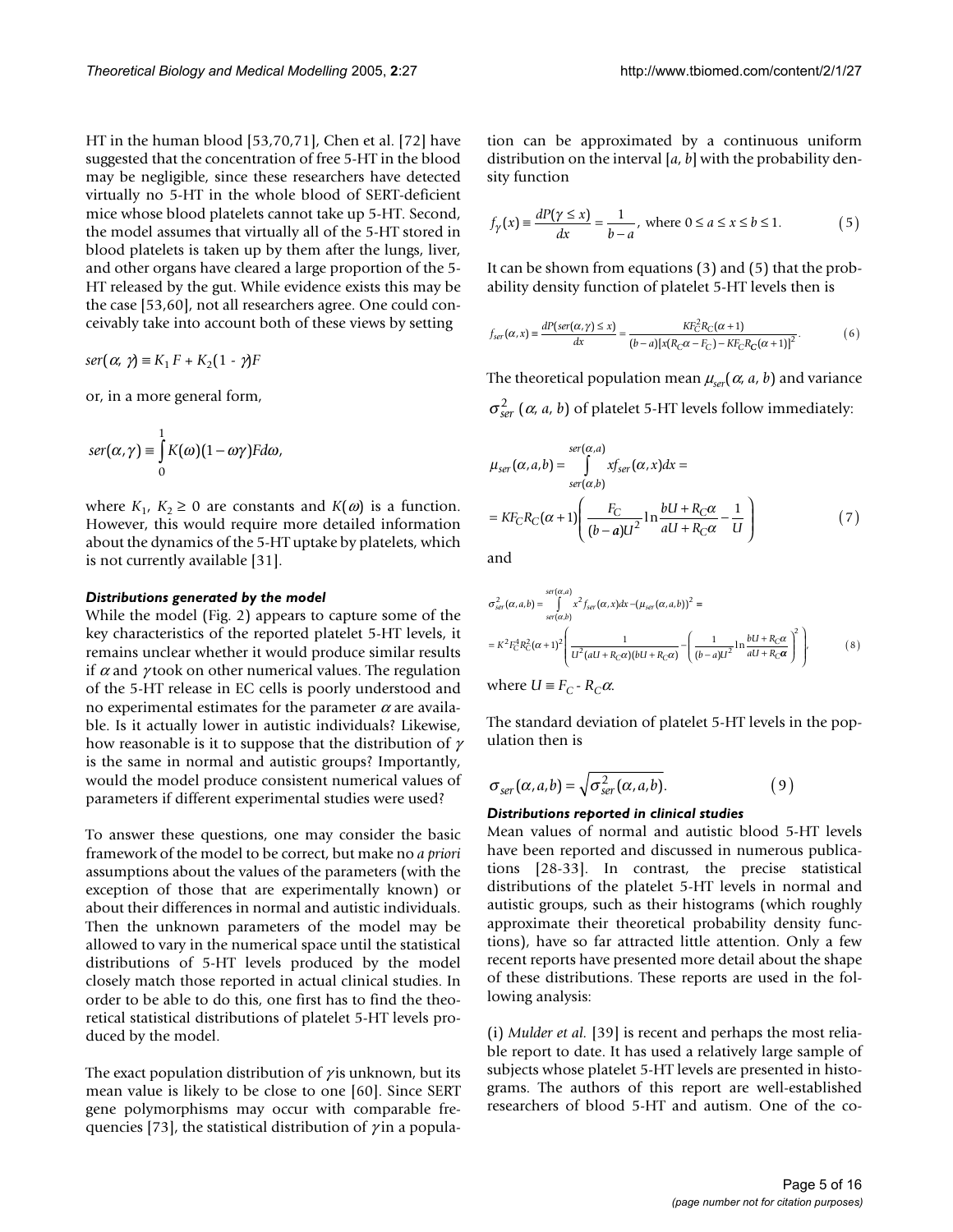HT in the human blood [53,70,71], Chen et al. [72] have suggested that the concentration of free 5-HT in the blood may be negligible, since these researchers have detected virtually no 5-HT in the whole blood of SERT-deficient mice whose blood platelets cannot take up 5-HT. Second, the model assumes that virtually all of the 5-HT stored in blood platelets is taken up by them after the lungs, liver, and other organs have cleared a large proportion of the 5-HT released by the gut. While evidence exists this may be the case [53,60], not all researchers agree. One could conceivably take into account both of these views by setting

$$ser(\alpha, \gamma) \equiv K_1 F + K_2(1 - \gamma)F$$

or, in a more general form,

$$ser(\alpha,\gamma) \equiv \int_0^1 K(\omega)(1-\omega\gamma)F d\omega,$$

where $K_1$, $K_2 \geq 0$ are constants and $K(\omega)$ is a function. However, this would require more detailed information about the dynamics of the 5-HT uptake by platelets, which is not currently available [31].

### *Distributions generated by the model*

While the model (Fig. 2) appears to capture some of the key characteristics of the reported platelet 5-HT levels, it remains unclear whether it would produce similar results if $\alpha$ and $\gamma$ took on other numerical values. The regulation of the 5-HT release in EC cells is poorly understood and no experimental estimates for the parameter $\alpha$ are available. Is it actually lower in autistic individuals? Likewise, how reasonable is it to suppose that the distribution of $\gamma$ is the same in normal and autistic groups? Importantly, would the model produce consistent numerical values of parameters if different experimental studies were used?

To answer these questions, one may consider the basic framework of the model to be correct, but make no *a priori* assumptions about the values of the parameters (with the exception of those that are experimentally known) or about their differences in normal and autistic individuals. Then the unknown parameters of the model may be allowed to vary in the numerical space until the statistical distributions of 5-HT levels produced by the model closely match those reported in actual clinical studies. In order to be able to do this, one first has to find the theoretical statistical distributions of platelet 5-HT levels produced by the model.

The exact population distribution of $\gamma$ is unknown, but its mean value is likely to be close to one [60]. Since SERT gene polymorphisms may occur with comparable frequencies [73], the statistical distribution of $\gamma$ in a population can be approximated by a continuous uniform distribution on the interval $[a, b]$ with the probability density function

$$f_\gamma(x) \equiv \frac{dP(\gamma \leq x)}{dx} = \frac{1}{b-a}, \text{ where } 0 \leq a \leq x \leq b \leq 1. \quad (5)$$

It can be shown from equations (3) and (5) that the probability density function of platelet 5-HT levels then is

$$f_{ser}(\alpha, x) \equiv \frac{dP(ser(\alpha,\gamma) \leq x)}{dx} = \frac{KF_C^2 R_C(\alpha+1)}{(b-a)[x(R_C\alpha - F_C) - KF_C R_C(\alpha+1)]^2}. \quad (6)$$

The theoretical population mean $\mu_{ser}(\alpha, a, b)$ and variance $\sigma^2_{ser}(\alpha, a, b)$ of platelet 5-HT levels follow immediately:

$$\mu_{ser}(\alpha,a,b) = \int_{ser(\alpha,b)}^{ser(\alpha,a)} x f_{ser}(\alpha,x)dx =$$

$$= KF_C R_C(\alpha+1)\left(\frac{F_C}{(b-a)U^2}\ln\frac{bU+R_C\alpha}{aU+R_C\alpha} - \frac{1}{U}\right) \quad (7)$$

and

$$\sigma^2_{ser}(\alpha,a,b) = \int_{ser(\alpha,b)}^{ser(\alpha,a)} x^2 f_{ser}(\alpha,x)dx - (\mu_{ser}(\alpha,a,b))^2 =$$

$$= K^2F_C^2R_C^2(\alpha+1)^2\left(\frac{1}{U^2(aU+R_C\alpha)(bU+R_C\alpha)} - \left(\frac{1}{(b-a)U^2}\ln\frac{bU+R_C\alpha}{aU+R_C\alpha}\right)^2\right), \quad (8)$$

where $U \equiv F_C - R_C\alpha$.

The standard deviation of platelet 5-HT levels in the population then is

$$\sigma_{ser}(\alpha,a,b) = \sqrt{\sigma^2_{ser}(\alpha,a,b)}. \quad (9)$$

### *Distributions reported in clinical studies*

Mean values of normal and autistic blood 5-HT levels have been reported and discussed in numerous publications [28-33]. In contrast, the precise statistical distributions of the platelet 5-HT levels in normal and autistic groups, such as their histograms (which roughly approximate their theoretical probability density functions), have so far attracted little attention. Only a few recent reports have presented more detail about the shape of these distributions. These reports are used in the following analysis:

(i) *Mulder et al.* [39] is recent and perhaps the most reliable report to date. It has used a relatively large sample of subjects whose platelet 5-HT levels are presented in histograms. The authors of this report are well-established researchers of blood 5-HT and autism. One of the co-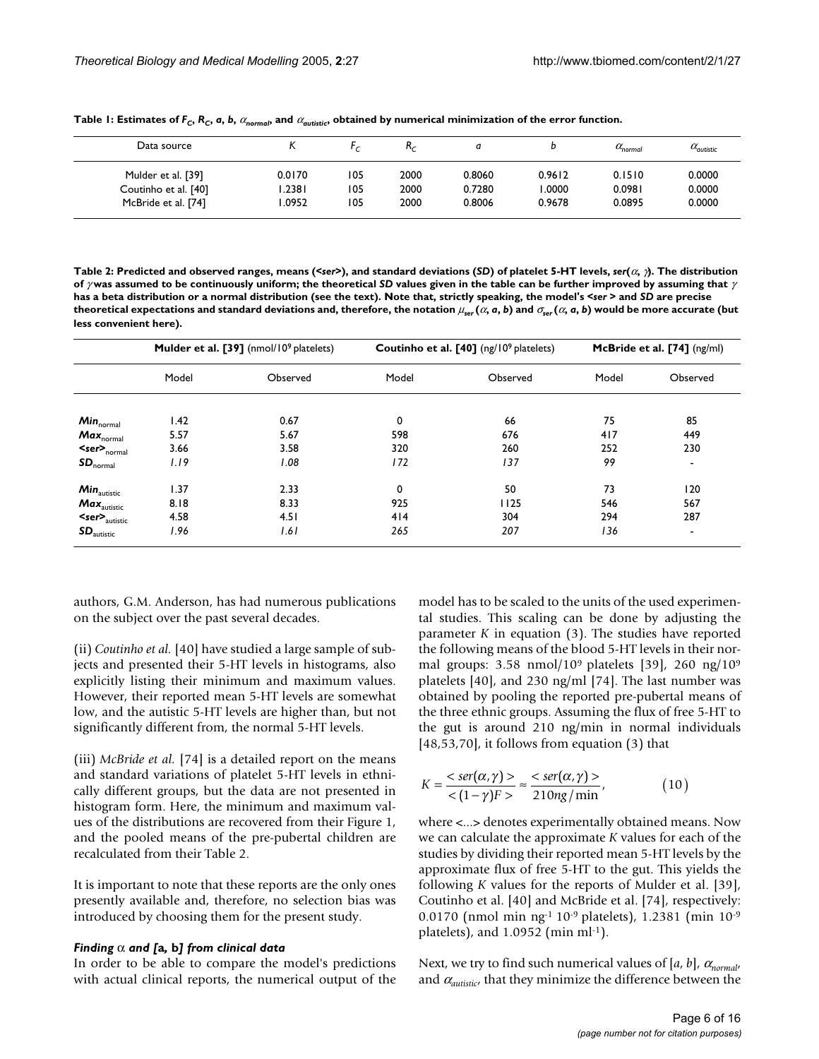**Table 1: Estimates of $F_C$, $R_C$, $a$, $b$, $\alpha_{normal}$, and $\alpha_{autistic}$, obtained by numerical minimization of the error function.**

| Data source | $K$ | $F_C$ | $R_C$ | $a$ | $b$ | $\alpha_{normal}$ | $\alpha_{autistic}$ |
|---|---|---|---|---|---|---|---|
| Mulder et al. [39] | 0.0170 | 105 | 2000 | 0.8060 | 0.9612 | 0.1510 | 0.0000 |
| Coutinho et al. [40] | 1.2381 | 105 | 2000 | 0.7280 | 1.0000 | 0.0981 | 0.0000 |
| McBride et al. [74] | 1.0952 | 105 | 2000 | 0.8006 | 0.9678 | 0.0895 | 0.0000 |

**Table 2: Predicted and observed ranges, means (<*ser*>), and standard deviations (*SD*) of platelet 5-HT levels, *ser*($\alpha$, $\gamma$). The distribution of $\gamma$ was assumed to be continuously uniform; the theoretical *SD* values given in the table can be further improved by assuming that $\gamma$ has a beta distribution or a normal distribution (see the text). Note that, strictly speaking, the model's <*ser* > and *SD* are precise theoretical expectations and standard deviations and, therefore, the notation $\mu_{ser}(\alpha, a, b)$ and $\sigma_{ser}(\alpha, a, b)$ would be more accurate (but less convenient here).**

| | **Mulder et al. [39]** (nmol/$10^9$ platelets) | | **Coutinho et al. [40]** (ng/$10^9$ platelets) | | **McBride et al. [74]** (ng/ml) | |
|---|---|---|---|---|---|---|
| | Model | Observed | Model | Observed | Model | Observed |
| $Min_{normal}$ | 1.42 | 0.67 | 0 | 66 | 75 | 85 |
| $Max_{normal}$ | 5.57 | 5.67 | 598 | 676 | 417 | 449 |
| $<ser>_{normal}$ | 3.66 | 3.58 | 320 | 260 | 252 | 230 |
| $SD_{normal}$ | *1.19* | *1.08* | *172* | *137* | *99* | - |
| $Min_{autistic}$ | 1.37 | 2.33 | 0 | 50 | 73 | 120 |
| $Max_{autistic}$ | 8.18 | 8.33 | 925 | 1125 | 546 | 567 |
| $<ser>_{autistic}$ | 4.58 | 4.51 | 414 | 304 | 294 | 287 |
| $SD_{autistic}$ | *1.96* | *1.61* | *265* | *207* | *136* | - |

authors, G.M. Anderson, has had numerous publications on the subject over the past several decades.

(ii) *Coutinho et al.* [40] have studied a large sample of subjects and presented their 5-HT levels in histograms, also explicitly listing their minimum and maximum values. However, their reported mean 5-HT levels are somewhat low, and the autistic 5-HT levels are higher than, but not significantly different from, the normal 5-HT levels.

(iii) *McBride et al.* [74] is a detailed report on the means and standard variations of platelet 5-HT levels in ethnically different groups, but the data are not presented in histogram form. Here, the minimum and maximum values of the distributions are recovered from their Figure 1, and the pooled means of the pre-pubertal children are recalculated from their Table 2.

It is important to note that these reports are the only ones presently available and, therefore, no selection bias was introduced by choosing them for the present study.

#### *Finding $\alpha$ and [a, b] from clinical data*

In order to be able to compare the model's predictions with actual clinical reports, the numerical output of the model has to be scaled to the units of the used experimental studies. This scaling can be done by adjusting the parameter *K* in equation (3). The studies have reported the following means of the blood 5-HT levels in their normal groups: 3.58 nmol/$10^9$ platelets [39], 260 ng/$10^9$ platelets [40], and 230 ng/ml [74]. The last number was obtained by pooling the reported pre-pubertal means of the three ethnic groups. Assuming the flux of free 5-HT to the gut is around 210 ng/min in normal individuals [48,53,70], it follows from equation (3) that

$$K = \frac{< ser(\alpha, \gamma) >}{< (1-\gamma)F >} \approx \frac{< ser(\alpha, \gamma) >}{210 ng/\min}, \qquad (10)$$

where <...> denotes experimentally obtained means. Now we can calculate the approximate *K* values for each of the studies by dividing their reported mean 5-HT levels by the approximate flux of free 5-HT to the gut. This yields the following *K* values for the reports of Mulder et al. [39], Coutinho et al. [40] and McBride et al. [74], respectively: 0.0170 (nmol min $ng^{-1}$ $10^{-9}$ platelets), 1.2381 (min $10^{-9}$ platelets), and 1.0952 (min $ml^{-1}$).

Next, we try to find such numerical values of [*a*, *b*], $\alpha_{normal}$, and $\alpha_{autistic}$, that they minimize the difference between the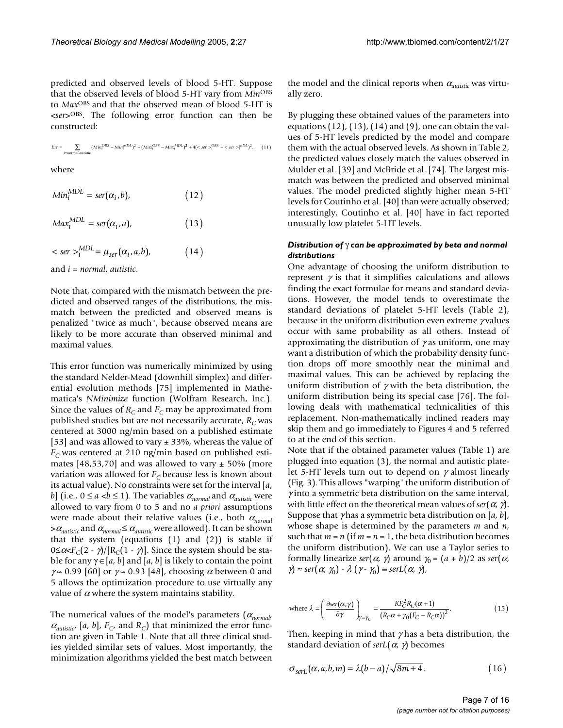predicted and observed levels of blood 5-HT. Suppose that the observed levels of blood 5-HT vary from $Min^{OBS}$ to $Max^{OBS}$ and that the observed mean of blood 5-HT is $<ser>^{OBS}$. The following error function can then be constructed:

$$Err = \sum_{i=normal,autistic} (Min_i^{OBS} - Min_i^{MDL})^2 + (Max_i^{OBS} - Max_i^{MDL})^2 + 4(<ser>_i^{OBS} - <ser>_i^{MDL})^2, \quad (11)$$

where

$$Min_i^{MDL} = ser(\alpha_i, b), \quad (12)$$

$$Max_i^{MDL} = ser(\alpha_i, a), \quad (13)$$

$$<ser>_i^{MDL} = \mu_{ser}(\alpha_i, a, b), \quad (14)$$

and $i = normal, autistic$.

Note that, compared with the mismatch between the predicted and observed ranges of the distributions, the mismatch between the predicted and observed means is penalized "twice as much", because observed means are likely to be more accurate than observed minimal and maximal values.

This error function was numerically minimized by using the standard Nelder-Mead (downhill simplex) and differential evolution methods [75] implemented in Mathematica's *NMinimize* function (Wolfram Research, Inc.). Since the values of $R_C$ and $F_C$ may be approximated from published studies but are not necessarily accurate, $R_C$ was centered at 3000 ng/min based on a published estimate [53] and was allowed to vary ± 33%, whereas the value of $F_C$ was centered at 210 ng/min based on published estimates [48,53,70] and was allowed to vary ± 50% (more variation was allowed for $F_C$ because less is known about its actual value). No constraints were set for the interval $[a, b]$ (i.e., $0 \leq a < b \leq 1$). The variables $\alpha_{normal}$ and $\alpha_{autistic}$ were allowed to vary from 0 to 5 and no *a priori* assumptions were made about their relative values (i.e., both $\alpha_{normal} > \alpha_{autistic}$ and $\alpha_{normal} \leq \alpha_{autistic}$ were allowed). It can be shown that the system (equations (1) and (2)) is stable if $0 \leq \alpha < F_C(2 - \gamma)/[R_C(1 - \gamma)]$. Since the system should be stable for any $\gamma \in [a, b]$ and $[a, b]$ is likely to contain the point $\gamma \approx 0.99$ [60] or $\gamma \approx 0.93$ [48], choosing $\alpha$ between 0 and 5 allows the optimization procedure to use virtually any value of $\alpha$ where the system maintains stability.

The numerical values of the model's parameters ($\alpha_{normal}$, $\alpha_{autistic}$, $[a, b]$, $F_C$, and $R_C$) that minimized the error function are given in Table 1. Note that all three clinical studies yielded similar sets of values. Most importantly, the minimization algorithms yielded the best match between the model and the clinical reports when $\alpha_{autistic}$ was virtually zero.

By plugging these obtained values of the parameters into equations (12), (13), (14) and (9), one can obtain the values of 5-HT levels predicted by the model and compare them with the actual observed levels. As shown in Table 2, the predicted values closely match the values observed in Mulder et al. [39] and McBride et al. [74]. The largest mismatch was between the predicted and observed minimal values. The model predicted slightly higher mean 5-HT levels for Coutinho et al. [40] than were actually observed; interestingly, Coutinho et al. [40] have in fact reported unusually low platelet 5-HT levels.

### *Distribution of $\gamma$ can be approximated by beta and normal distributions*

One advantage of choosing the uniform distribution to represent $\gamma$ is that it simplifies calculations and allows finding the exact formulae for means and standard deviations. However, the model tends to overestimate the standard deviations of platelet 5-HT levels (Table 2), because in the uniform distribution even extreme $\gamma$ values occur with same probability as all others. Instead of approximating the distribution of $\gamma$ as uniform, one may want a distribution of which the probability density function drops off more smoothly near the minimal and maximal values. This can be achieved by replacing the uniform distribution of $\gamma$ with the beta distribution, the uniform distribution being its special case [76]. The following deals with mathematical technicalities of this replacement. Non-mathematically inclined readers may skip them and go immediately to Figures 4 and 5 referred to at the end of this section.

Note that if the obtained parameter values (Table 1) are plugged into equation (3), the normal and autistic platelet 5-HT levels turn out to depend on $\gamma$ almost linearly (Fig. 3). This allows "warping" the uniform distribution of $\gamma$ into a symmetric beta distribution on the same interval, with little effect on the theoretical mean values of $ser(\alpha, \gamma)$. Suppose that $\gamma$ has a symmetric beta distribution on $[a, b]$, whose shape is determined by the parameters $m$ and $n$, such that $m = n$ (if $m = n = 1$, the beta distribution becomes the uniform distribution). We can use a Taylor series to formally linearize $ser(\alpha, \gamma)$ around $\gamma_0 = (a + b)/2$ as $ser(\alpha, \gamma) \approx ser(\alpha, \gamma_0) - \lambda(\gamma - \gamma_0) \equiv serL(\alpha, \gamma)$,

$$\text{where } \lambda = \left(\frac{\partial ser(\alpha, \gamma)}{\partial \gamma}\right)_{\gamma=\gamma_0} = \frac{KF_C^2 R_C(\alpha + 1)}{(R_C\alpha + \gamma_0(F_C - R_C\alpha))^2}. \quad (15)$$

Then, keeping in mind that $\gamma$ has a beta distribution, the standard deviation of $serL(\alpha, \gamma)$ becomes

$$\sigma_{serL}(\alpha, a, b, m) = \lambda(b - a)/\sqrt{8m + 4}. \quad (16)$$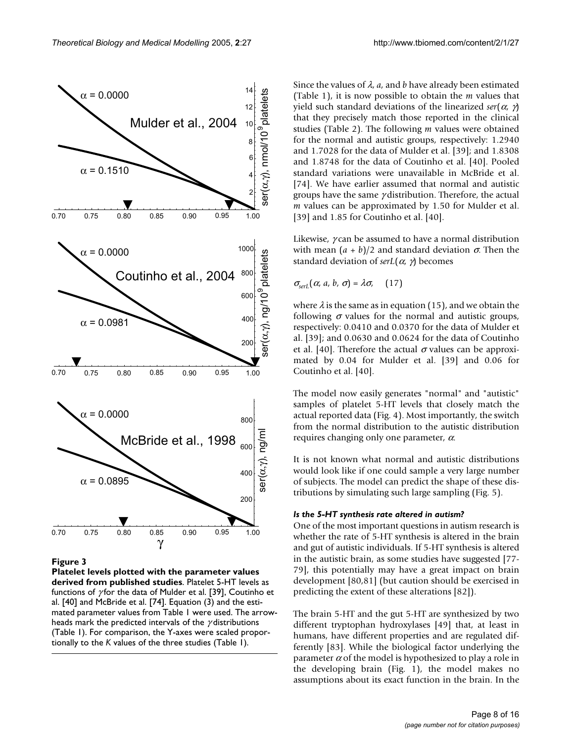**Figure 3**

**Platelet levels plotted with the parameter values derived from published studies**. Platelet 5-HT levels as functions of $\gamma$ for the data of Mulder et al. [39], Coutinho et al. [40] and McBride et al. [74]. Equation (3) and the estimated parameter values from Table 1 were used. The arrowheads mark the predicted intervals of the $\gamma$ distributions (Table 1). For comparison, the Y-axes were scaled proportionally to the $K$ values of the three studies (Table 1).

Since the values of $\lambda$, $a$, and $b$ have already been estimated (Table 1), it is now possible to obtain the $m$ values that yield such standard deviations of the linearized $ser(\alpha, \gamma)$ that they precisely match those reported in the clinical studies (Table 2). The following $m$ values were obtained for the normal and autistic groups, respectively: 1.2940 and 1.7028 for the data of Mulder et al. [39]; and 1.8308 and 1.8748 for the data of Coutinho et al. [40]. Pooled standard variations were unavailable in McBride et al. [74]. We have earlier assumed that normal and autistic groups have the same $\gamma$ distribution. Therefore, the actual $m$ values can be approximated by 1.50 for Mulder et al. [39] and 1.85 for Coutinho et al. [40].

Likewise, $\gamma$ can be assumed to have a normal distribution with mean $(a + b)/2$ and standard deviation $\sigma$. Then the standard deviation of $serL(\alpha, \gamma)$ becomes

$$\sigma_{serL}(\alpha, a, b, \sigma) = \lambda\sigma, \quad (17)$$

where $\lambda$ is the same as in equation (15), and we obtain the following $\sigma$ values for the normal and autistic groups, respectively: 0.0410 and 0.0370 for the data of Mulder et al. [39]; and 0.0630 and 0.0624 for the data of Coutinho et al. [40]. Therefore the actual $\sigma$ values can be approximated by 0.04 for Mulder et al. [39] and 0.06 for Coutinho et al. [40].

The model now easily generates "normal" and "autistic" samples of platelet 5-HT levels that closely match the actual reported data (Fig. 4). Most importantly, the switch from the normal distribution to the autistic distribution requires changing only one parameter, $\alpha$.

It is not known what normal and autistic distributions would look like if one could sample a very large number of subjects. The model can predict the shape of these distributions by simulating such large sampling (Fig. 5).

#### *Is the 5-HT synthesis rate altered in autism?*

One of the most important questions in autism research is whether the rate of 5-HT synthesis is altered in the brain and gut of autistic individuals. If 5-HT synthesis is altered in the autistic brain, as some studies have suggested [77-79], this potentially may have a great impact on brain development [80,81] (but caution should be exercised in predicting the extent of these alterations [82]).

The brain 5-HT and the gut 5-HT are synthesized by two different tryptophan hydroxylases [49] that, at least in humans, have different properties and are regulated differently [83]. While the biological factor underlying the parameter $\alpha$ of the model is hypothesized to play a role in the developing brain (Fig. 1), the model makes no assumptions about its exact function in the brain. In the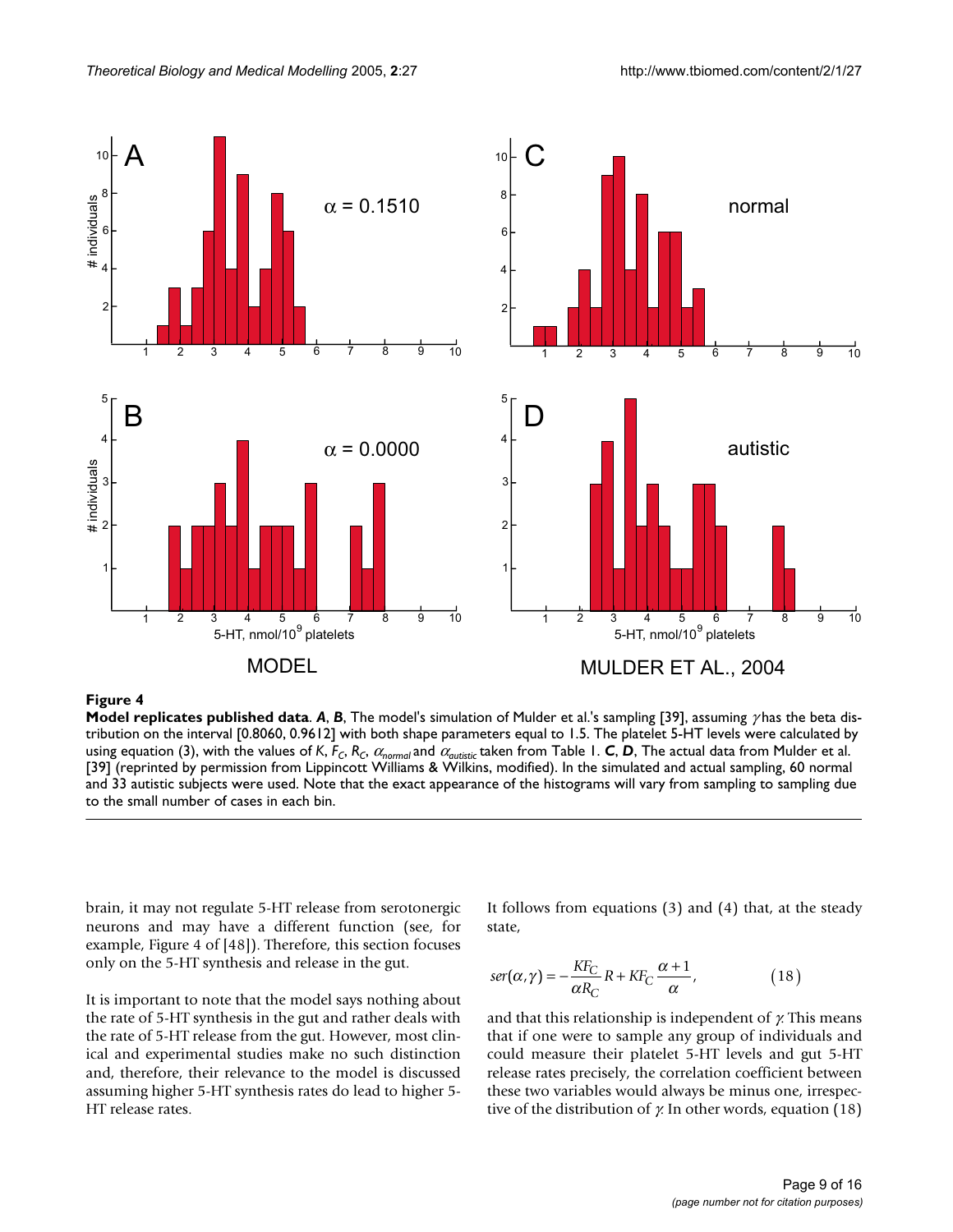**Figure 4**

**Model replicates published data**. ***A***, ***B***, The model's simulation of Mulder et al.'s sampling [39], assuming $\gamma$ has the beta distribution on the interval [0.8060, 0.9612] with both shape parameters equal to 1.5. The platelet 5-HT levels were calculated by using equation (3), with the values of $K$, $F_C$, $R_C$, $\alpha_{normal}$ and $\alpha_{autistic}$ taken from Table 1. ***C***, ***D***, The actual data from Mulder et al. [39] (reprinted by permission from Lippincott Williams & Wilkins, modified). In the simulated and actual sampling, 60 normal and 33 autistic subjects were used. Note that the exact appearance of the histograms will vary from sampling to sampling due to the small number of cases in each bin.

brain, it may not regulate 5-HT release from serotonergic neurons and may have a different function (see, for example, Figure 4 of [48]). Therefore, this section focuses only on the 5-HT synthesis and release in the gut.

It is important to note that the model says nothing about the rate of 5-HT synthesis in the gut and rather deals with the rate of 5-HT release from the gut. However, most clinical and experimental studies make no such distinction and, therefore, their relevance to the model is discussed assuming higher 5-HT synthesis rates do lead to higher 5-HT release rates.

It follows from equations (3) and (4) that, at the steady state,

$$ser(\alpha,\gamma) = -\frac{KF_C}{\alpha R_C}R + KF_C\frac{\alpha+1}{\alpha}, \qquad (18)$$

and that this relationship is independent of $\gamma$. This means that if one were to sample any group of individuals and could measure their platelet 5-HT levels and gut 5-HT release rates precisely, the correlation coefficient between these two variables would always be minus one, irrespective of the distribution of $\gamma$. In other words, equation (18)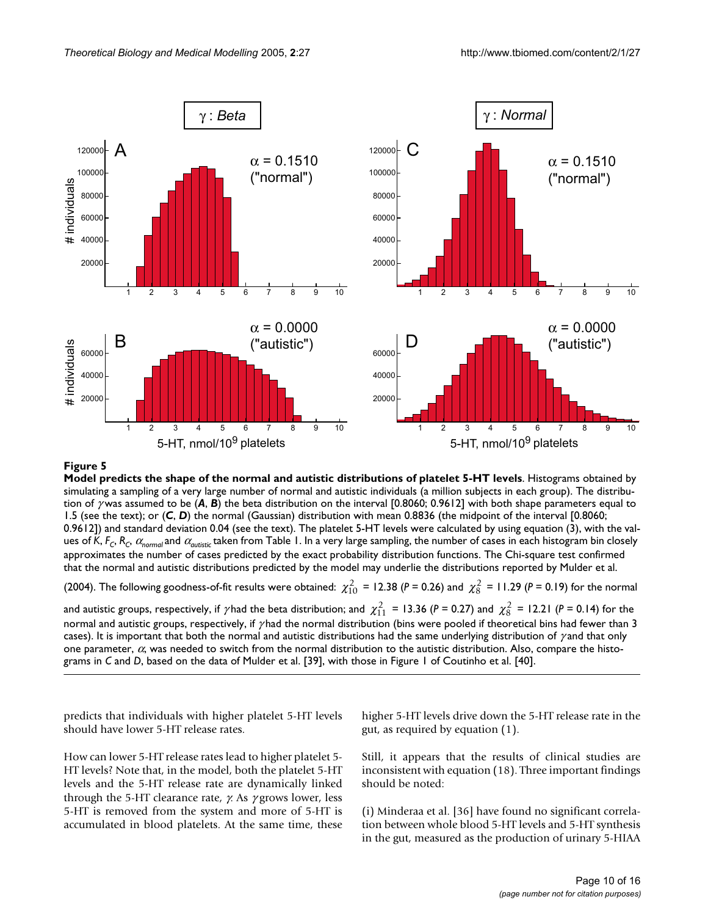**Figure 5**

**Model predicts the shape of the normal and autistic distributions of platelet 5-HT levels**. Histograms obtained by simulating a sampling of a very large number of normal and autistic individuals (a million subjects in each group). The distribution of $\gamma$ was assumed to be (***A***, ***B***) the beta distribution on the interval [0.8060; 0.9612] with both shape parameters equal to 1.5 (see the text); or (***C***, ***D***) the normal (Gaussian) distribution with mean 0.8836 (the midpoint of the interval [0.8060; 0.9612]) and standard deviation 0.04 (see the text). The platelet 5-HT levels were calculated by using equation (3), with the values of $K$, $F_C$, $R_C$, $\alpha_{normal}$ and $\alpha_{autistic}$ taken from Table 1. In a very large sampling, the number of cases in each histogram bin closely approximates the number of cases predicted by the exact probability distribution functions. The Chi-square test confirmed that the normal and autistic distributions predicted by the model may underlie the distributions reported by Mulder et al. (2004). The following goodness-of-fit results were obtained: $\chi^2_{10}$ = 12.38 (*P* = 0.26) and $\chi^2_{8}$ = 11.29 (*P* = 0.19) for the normal and autistic groups, respectively, if $\gamma$ had the beta distribution; and $\chi^2_{11}$ = 13.36 (*P* = 0.27) and $\chi^2_{8}$ = 12.21 (*P* = 0.14) for the normal and autistic groups, respectively, if $\gamma$ had the normal distribution (bins were pooled if theoretical bins had fewer than 3 cases). It is important that both the normal and autistic distributions had the same underlying distribution of $\gamma$ and that only one parameter, $\alpha$, was needed to switch from the normal distribution to the autistic distribution. Also, compare the histograms in *C* and *D*, based on the data of Mulder et al. [39], with those in Figure 1 of Coutinho et al. [40].

predicts that individuals with higher platelet 5-HT levels should have lower 5-HT release rates.

How can lower 5-HT release rates lead to higher platelet 5-HT levels? Note that, in the model, both the platelet 5-HT levels and the 5-HT release rate are dynamically linked through the 5-HT clearance rate, $\gamma$. As $\gamma$ grows lower, less 5-HT is removed from the system and more of 5-HT is accumulated in blood platelets. At the same time, these higher 5-HT levels drive down the 5-HT release rate in the gut, as required by equation (1).

Still, it appears that the results of clinical studies are inconsistent with equation (18). Three important findings should be noted:

(i) Minderaa et al. [36] have found no significant correlation between whole blood 5-HT levels and 5-HT synthesis in the gut, measured as the production of urinary 5-HIAA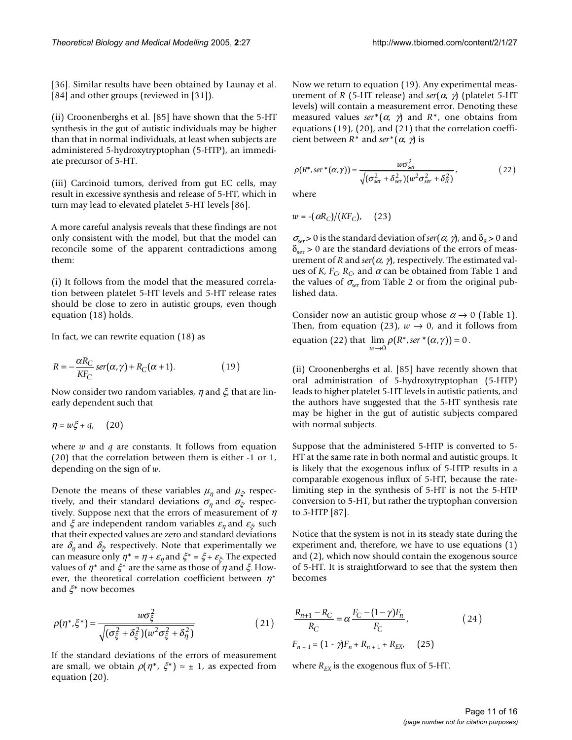[36]. Similar results have been obtained by Launay et al. [84] and other groups (reviewed in [31]).

(ii) Croonenberghs et al. [85] have shown that the 5-HT synthesis in the gut of autistic individuals may be higher than that in normal individuals, at least when subjects are administered 5-hydroxytryptophan (5-HTP), an immediate precursor of 5-HT.

(iii) Carcinoid tumors, derived from gut EC cells, may result in excessive synthesis and release of 5-HT, which in turn may lead to elevated platelet 5-HT levels [86].

A more careful analysis reveals that these findings are not only consistent with the model, but that the model can reconcile some of the apparent contradictions among them:

(i) It follows from the model that the measured correlation between platelet 5-HT levels and 5-HT release rates should be close to zero in autistic groups, even though equation (18) holds.

In fact, we can rewrite equation (18) as

$$R = -\frac{\alpha R_C}{KF_C} ser(\alpha, \gamma) + R_C(\alpha + 1). \qquad (19)$$

Now consider two random variables, $\eta$ and $\xi$, that are linearly dependent such that

$$\eta = w\xi + q, \qquad (20)$$

where $w$ and $q$ are constants. It follows from equation (20) that the correlation between them is either -1 or 1, depending on the sign of $w$.

Denote the means of these variables $\mu_\eta$ and $\mu_\xi$, respectively, and their standard deviations $\sigma_\eta$ and $\sigma_\xi$, respectively. Suppose next that the errors of measurement of $\eta$ and $\xi$ are independent random variables $\varepsilon_\eta$ and $\varepsilon_\xi$, such that their expected values are zero and standard deviations are $\delta_\eta$ and $\delta_\xi$, respectively. Note that experimentally we can measure only $\eta^* = \eta + \varepsilon_\eta$ and $\xi^* = \xi + \varepsilon_\xi$. The expected values of $\eta^*$ and $\xi^*$ are the same as those of $\eta$ and $\xi$. However, the theoretical correlation coefficient between $\eta^*$ and $\xi^*$ now becomes

$$\rho(\eta^*, \xi^*) = \frac{w\sigma_\xi^2}{\sqrt{(\sigma_\xi^2 + \delta_\xi^2)(w^2\sigma_\xi^2 + \delta_\eta^2)}} \qquad (21)$$

If the standard deviations of the errors of measurement are small, we obtain $\rho(\eta^*, \xi^*) \approx \pm 1$, as expected from equation (20).

Now we return to equation (19). Any experimental measurement of $R$ (5-HT release) and $ser(\alpha, \gamma)$ (platelet 5-HT levels) will contain a measurement error. Denoting these measured values $ser^*(\alpha, \gamma)$ and $R^*$, one obtains from equations (19), (20), and (21) that the correlation coefficient between $R^*$ and $ser^*(\alpha, \gamma)$ is

$$\rho(R^*, ser^*(\alpha, \gamma)) = \frac{w\sigma_{ser}^2}{\sqrt{(\sigma_{ser}^2 + \delta_{ser}^2)(w^2\sigma_{ser}^2 + \delta_R^2)}}, \qquad (22)$$

where

$$w = -(\alpha R_C)/(KF_C), \qquad (23)$$

$\sigma_{ser} > 0$ is the standard deviation of $ser(\alpha, \gamma)$, and $\delta_R > 0$ and $\delta_{ser} > 0$ are the standard deviations of the errors of measurement of $R$ and $ser(\alpha, \gamma)$, respectively. The estimated values of $K$, $F_C$, $R_C$, and $\alpha$ can be obtained from Table 1 and the values of $\sigma_{ser}$ from Table 2 or from the original published data.

Consider now an autistic group whose $\alpha \to 0$ (Table 1). Then, from equation (23), $w \to 0$, and it follows from equation (22) that $\lim_{w \to 0} \rho(R^*, ser^*(\alpha, \gamma)) = 0$.

(ii) Croonenberghs et al. [85] have recently shown that oral administration of 5-hydroxytryptophan (5-HTP) leads to higher platelet 5-HT levels in autistic patients, and the authors have suggested that the 5-HT synthesis rate may be higher in the gut of autistic subjects compared with normal subjects.

Suppose that the administered 5-HTP is converted to 5-HT at the same rate in both normal and autistic groups. It is likely that the exogenous influx of 5-HTP results in a comparable exogenous influx of 5-HT, because the rate-limiting step in the synthesis of 5-HT is not the 5-HTP conversion to 5-HT, but rather the tryptophan conversion to 5-HTP [87].

Notice that the system is not in its steady state during the experiment and, therefore, we have to use equations (1) and (2), which now should contain the exogenous source of 5-HT. It is straightforward to see that the system then becomes

$$\frac{R_{n+1} - R_C}{R_C} = \alpha \frac{F_C - (1-\gamma)F_n}{F_C}, \qquad (24)$$

$$F_{n+1} = (1 - \gamma)F_n + R_{n+1} + R_{EX}, \qquad (25)$$

where $R_{EX}$ is the exogenous flux of 5-HT.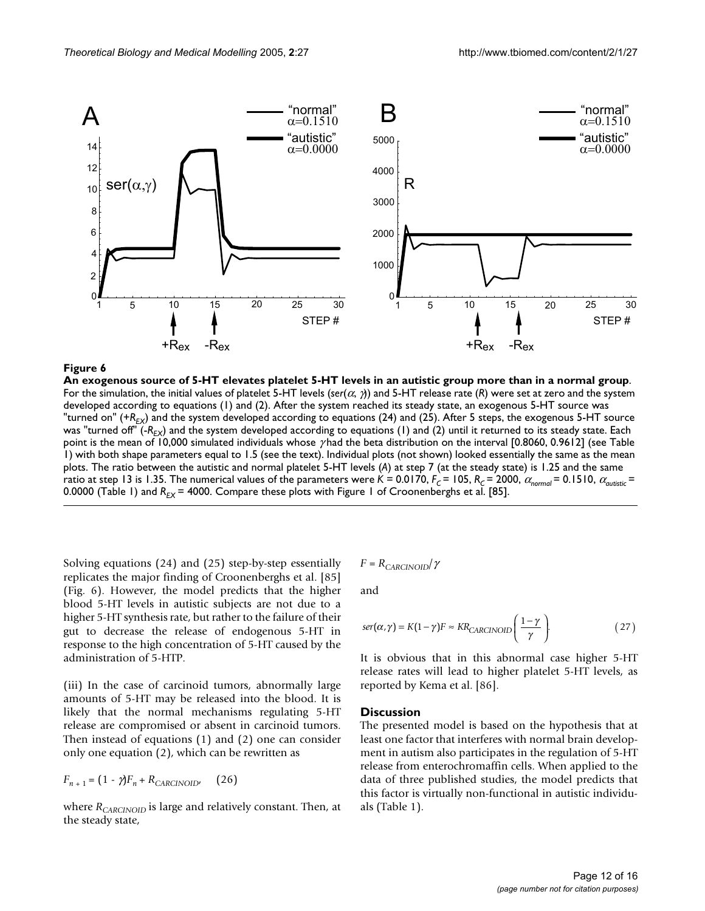**Figure 6**

**An exogenous source of 5-HT elevates platelet 5-HT levels in an autistic group more than in a normal group**. For the simulation, the initial values of platelet 5-HT levels ($ser(\alpha, \gamma)$) and 5-HT release rate ($R$) were set at zero and the system developed according to equations (1) and (2). After the system reached its steady state, an exogenous 5-HT source was "turned on" ($+R_{EX}$) and the system developed according to equations (24) and (25). After 5 steps, the exogenous 5-HT source was "turned off" ($-R_{EX}$) and the system developed according to equations (1) and (2) until it returned to its steady state. Each point is the mean of 10,000 simulated individuals whose $\gamma$ had the beta distribution on the interval [0.8060, 0.9612] (see Table 1) with both shape parameters equal to 1.5 (see the text). Individual plots (not shown) looked essentially the same as the mean plots. The ratio between the autistic and normal platelet 5-HT levels (*A*) at step 7 (at the steady state) is 1.25 and the same ratio at step 13 is 1.35. The numerical values of the parameters were $K$ = 0.0170, $F_C$ = 105, $R_C$ = 2000, $\alpha_{normal}$ = 0.1510, $\alpha_{autistic}$ = 0.0000 (Table 1) and $R_{EX}$ = 4000. Compare these plots with Figure 1 of Croonenberghs et al. [85].

Solving equations (24) and (25) step-by-step essentially replicates the major finding of Croonenberghs et al. [85] (Fig. 6). However, the model predicts that the higher blood 5-HT levels in autistic subjects are not due to a higher 5-HT synthesis rate, but rather to the failure of their gut to decrease the release of endogenous 5-HT in response to the high concentration of 5-HT caused by the administration of 5-HTP.

(iii) In the case of carcinoid tumors, abnormally large amounts of 5-HT may be released into the blood. It is likely that the normal mechanisms regulating 5-HT release are compromised or absent in carcinoid tumors. Then instead of equations (1) and (2) one can consider only one equation (2), which can be rewritten as

$$F_{n+1} = (1 - \gamma)F_n + R_{CARCINOID}, \qquad (26)$$

where $R_{CARCINOID}$ is large and relatively constant. Then, at the steady state,

$$F = R_{CARCINOID}/\gamma$$

and

$$ser(\alpha, \gamma) = K(1-\gamma)F \approx KR_{CARCINOID}\left(\frac{1-\gamma}{\gamma}\right). \qquad (27)$$

It is obvious that in this abnormal case higher 5-HT release rates will lead to higher platelet 5-HT levels, as reported by Kema et al. [86].

## Discussion

The presented model is based on the hypothesis that at least one factor that interferes with normal brain development in autism also participates in the regulation of 5-HT release from enterochromaffin cells. When applied to the data of three published studies, the model predicts that this factor is virtually non-functional in autistic individuals (Table 1).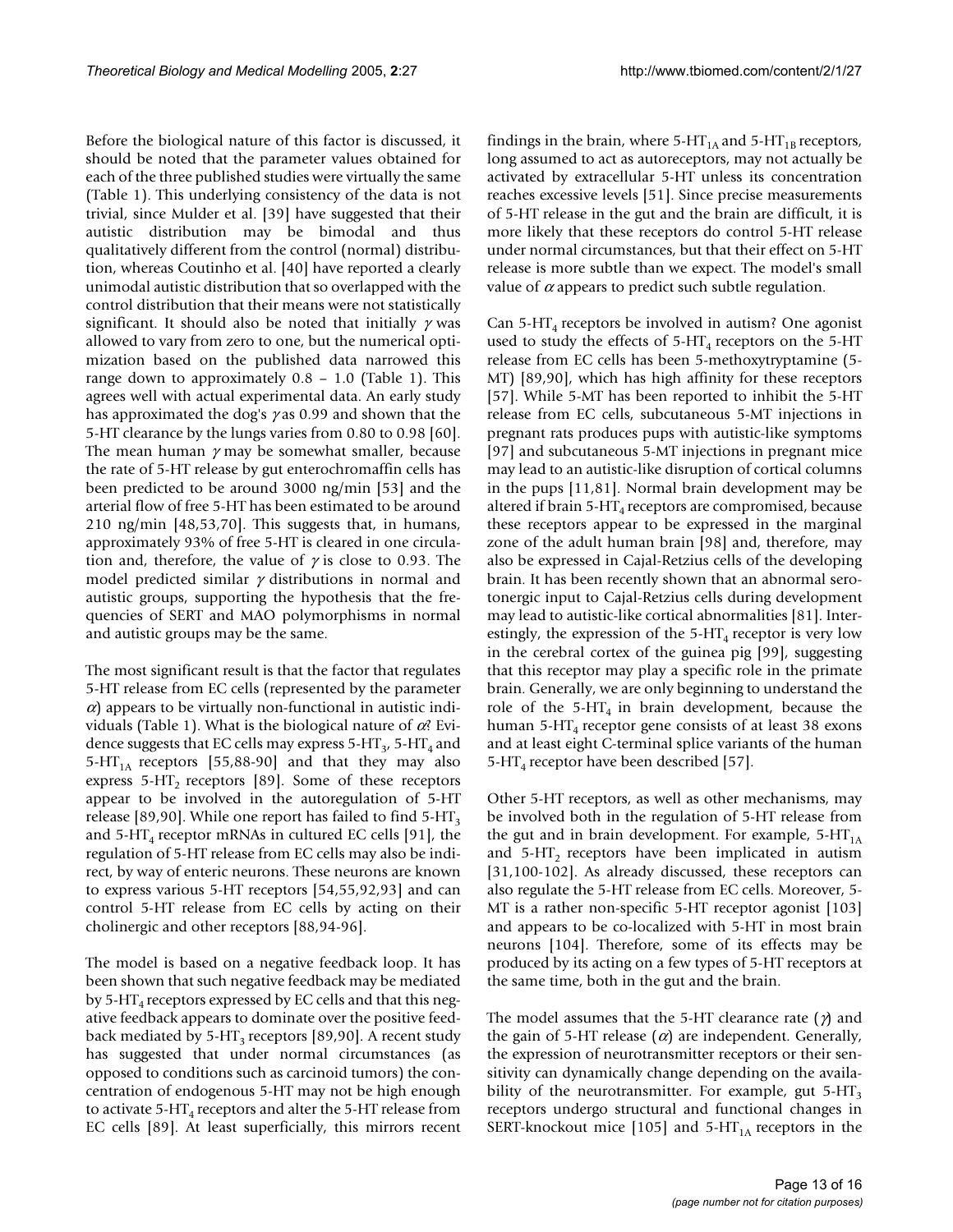Before the biological nature of this factor is discussed, it should be noted that the parameter values obtained for each of the three published studies were virtually the same (Table 1). This underlying consistency of the data is not trivial, since Mulder et al. [39] have suggested that their autistic distribution may be bimodal and thus qualitatively different from the control (normal) distribution, whereas Coutinho et al. [40] have reported a clearly unimodal autistic distribution that so overlapped with the control distribution that their means were not statistically significant. It should also be noted that initially $\gamma$ was allowed to vary from zero to one, but the numerical optimization based on the published data narrowed this range down to approximately 0.8 – 1.0 (Table 1). This agrees well with actual experimental data. An early study has approximated the dog's $\gamma$ as 0.99 and shown that the 5-HT clearance by the lungs varies from 0.80 to 0.98 [60]. The mean human $\gamma$ may be somewhat smaller, because the rate of 5-HT release by gut enterochromaffin cells has been predicted to be around 3000 ng/min [53] and the arterial flow of free 5-HT has been estimated to be around 210 ng/min [48,53,70]. This suggests that, in humans, approximately 93% of free 5-HT is cleared in one circulation and, therefore, the value of $\gamma$ is close to 0.93. The model predicted similar $\gamma$ distributions in normal and autistic groups, supporting the hypothesis that the frequencies of SERT and MAO polymorphisms in normal and autistic groups may be the same.

The most significant result is that the factor that regulates 5-HT release from EC cells (represented by the parameter $\alpha$) appears to be virtually non-functional in autistic individuals (Table 1). What is the biological nature of $\alpha$? Evidence suggests that EC cells may express 5-$HT_3$, 5-$HT_4$ and 5-$HT_{1A}$ receptors [55,88-90] and that they may also express 5-$HT_2$ receptors [89]. Some of these receptors appear to be involved in the autoregulation of 5-HT release [89,90]. While one report has failed to find 5-$HT_3$ and 5-$HT_4$ receptor mRNAs in cultured EC cells [91], the regulation of 5-HT release from EC cells may also be indirect, by way of enteric neurons. These neurons are known to express various 5-HT receptors [54,55,92,93] and can control 5-HT release from EC cells by acting on their cholinergic and other receptors [88,94-96].

The model is based on a negative feedback loop. It has been shown that such negative feedback may be mediated by 5-$HT_4$ receptors expressed by EC cells and that this negative feedback appears to dominate over the positive feedback mediated by 5-$HT_3$ receptors [89,90]. A recent study has suggested that under normal circumstances (as opposed to conditions such as carcinoid tumors) the concentration of endogenous 5-HT may not be high enough to activate 5-$HT_4$ receptors and alter the 5-HT release from EC cells [89]. At least superficially, this mirrors recent findings in the brain, where 5-$HT_{1A}$ and 5-$HT_{1B}$ receptors, long assumed to act as autoreceptors, may not actually be activated by extracellular 5-HT unless its concentration reaches excessive levels [51]. Since precise measurements of 5-HT release in the gut and the brain are difficult, it is more likely that these receptors do control 5-HT release under normal circumstances, but that their effect on 5-HT release is more subtle than we expect. The model's small value of $\alpha$ appears to predict such subtle regulation.

Can 5-$HT_4$ receptors be involved in autism? One agonist used to study the effects of 5-$HT_4$ receptors on the 5-HT release from EC cells has been 5-methoxytryptamine (5-MT) [89,90], which has high affinity for these receptors [57]. While 5-MT has been reported to inhibit the 5-HT release from EC cells, subcutaneous 5-MT injections in pregnant rats produces pups with autistic-like symptoms [97] and subcutaneous 5-MT injections in pregnant mice may lead to an autistic-like disruption of cortical columns in the pups [11,81]. Normal brain development may be altered if brain 5-$HT_4$ receptors are compromised, because these receptors appear to be expressed in the marginal zone of the adult human brain [98] and, therefore, may also be expressed in Cajal-Retzius cells of the developing brain. It has been recently shown that an abnormal serotonergic input to Cajal-Retzius cells during development may lead to autistic-like cortical abnormalities [81]. Interestingly, the expression of the 5-$HT_4$ receptor is very low in the cerebral cortex of the guinea pig [99], suggesting that this receptor may play a specific role in the primate brain. Generally, we are only beginning to understand the role of the 5-$HT_4$ in brain development, because the human 5-$HT_4$ receptor gene consists of at least 38 exons and at least eight C-terminal splice variants of the human 5-$HT_4$ receptor have been described [57].

Other 5-HT receptors, as well as other mechanisms, may be involved both in the regulation of 5-HT release from the gut and in brain development. For example, 5-$HT_{1A}$ and 5-$HT_2$ receptors have been implicated in autism [31,100-102]. As already discussed, these receptors can also regulate the 5-HT release from EC cells. Moreover, 5-MT is a rather non-specific 5-HT receptor agonist [103] and appears to be co-localized with 5-HT in most brain neurons [104]. Therefore, some of its effects may be produced by its acting on a few types of 5-HT receptors at the same time, both in the gut and the brain.

The model assumes that the 5-HT clearance rate ($\gamma$) and the gain of 5-HT release ($\alpha$) are independent. Generally, the expression of neurotransmitter receptors or their sensitivity can dynamically change depending on the availability of the neurotransmitter. For example, gut 5-$HT_3$ receptors undergo structural and functional changes in SERT-knockout mice [105] and 5-$HT_{1A}$ receptors in the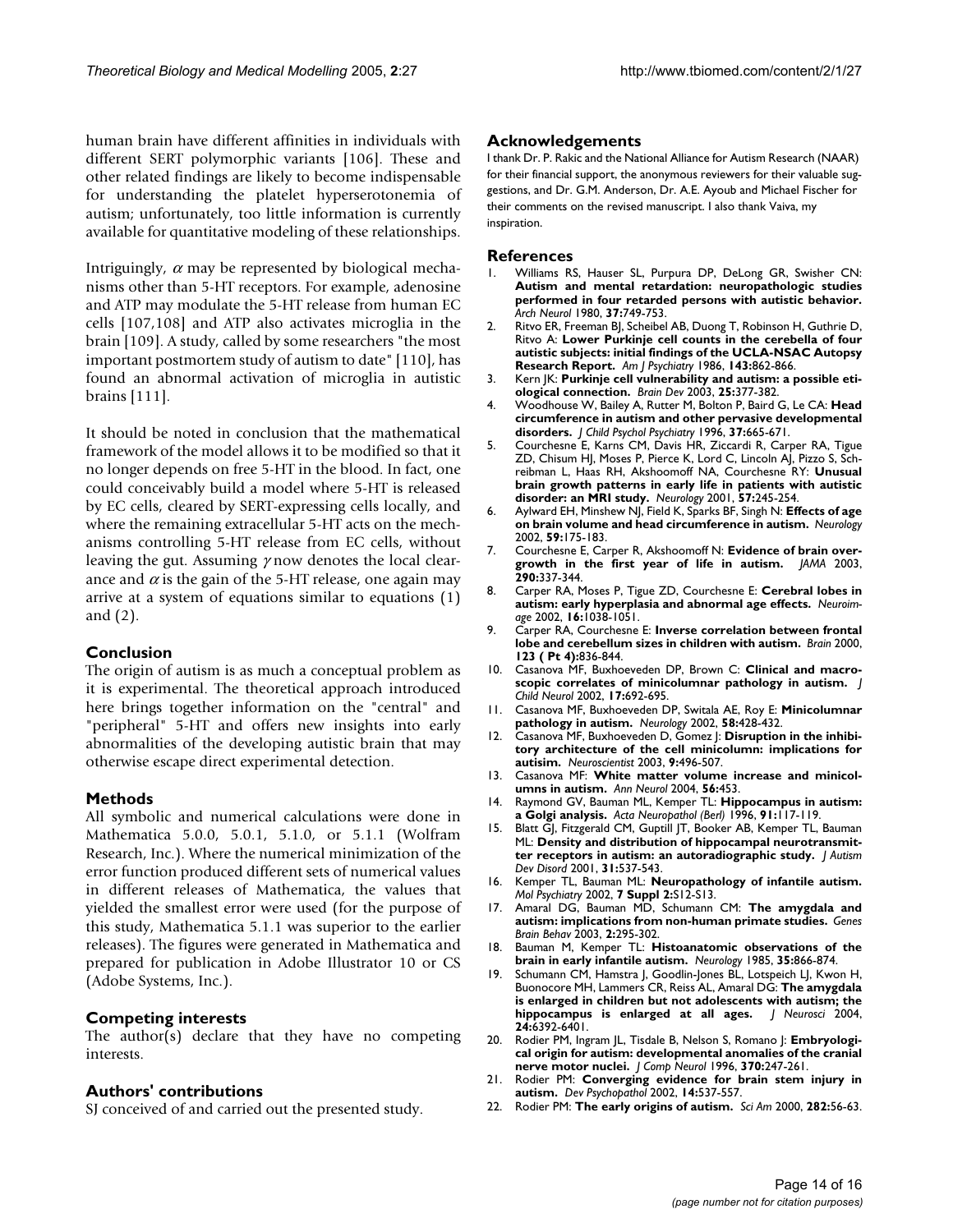human brain have different affinities in individuals with different SERT polymorphic variants [106]. These and other related findings are likely to become indispensable for understanding the platelet hyperserotonemia of autism; unfortunately, too little information is currently available for quantitative modeling of these relationships.

Intriguingly, $\alpha$ may be represented by biological mechanisms other than 5-HT receptors. For example, adenosine and ATP may modulate the 5-HT release from human EC cells [107,108] and ATP also activates microglia in the brain [109]. A study, called by some researchers "the most important postmortem study of autism to date" [110], has found an abnormal activation of microglia in autistic brains [111].

It should be noted in conclusion that the mathematical framework of the model allows it to be modified so that it no longer depends on free 5-HT in the blood. In fact, one could conceivably build a model where 5-HT is released by EC cells, cleared by SERT-expressing cells locally, and where the remaining extracellular 5-HT acts on the mechanisms controlling 5-HT release from EC cells, without leaving the gut. Assuming $\gamma$ now denotes the local clearance and $\alpha$ is the gain of the 5-HT release, one again may arrive at a system of equations similar to equations (1) and (2).

## Conclusion

The origin of autism is as much a conceptual problem as it is experimental. The theoretical approach introduced here brings together information on the "central" and "peripheral" 5-HT and offers new insights into early abnormalities of the developing autistic brain that may otherwise escape direct experimental detection.

## Methods

All symbolic and numerical calculations were done in Mathematica 5.0.0, 5.0.1, 5.1.0, or 5.1.1 (Wolfram Research, Inc.). Where the numerical minimization of the error function produced different sets of numerical values in different releases of Mathematica, the values that yielded the smallest error were used (for the purpose of this study, Mathematica 5.1.1 was superior to the earlier releases). The figures were generated in Mathematica and prepared for publication in Adobe Illustrator 10 or CS (Adobe Systems, Inc.).

## Competing interests

The author(s) declare that they have no competing interests.

## Authors' contributions

SJ conceived of and carried out the presented study.

## Acknowledgements

I thank Dr. P. Rakic and the National Alliance for Autism Research (NAAR) for their financial support, the anonymous reviewers for their valuable suggestions, and Dr. G.M. Anderson, Dr. A.E. Ayoub and Michael Fischer for their comments on the revised manuscript. I also thank Vaiva, my inspiration.

## References

1. Williams RS, Hauser SL, Purpura DP, DeLong GR, Swisher CN: **Autism and mental retardation: neuropathologic studies performed in four retarded persons with autistic behavior.** *Arch Neurol* 1980, **37:**749-753.
2. Ritvo ER, Freeman BJ, Scheibel AB, Duong T, Robinson H, Guthrie D, Ritvo A: **Lower Purkinje cell counts in the cerebella of four autistic subjects: initial findings of the UCLA-NSAC Autopsy Research Report.** *Am J Psychiatry* 1986, **143:**862-866.
3. Kern JK: **Purkinje cell vulnerability and autism: a possible etiological connection.** *Brain Dev* 2003, **25:**377-382.
4. Woodhouse W, Bailey A, Rutter M, Bolton P, Baird G, Le CA: **Head circumference in autism and other pervasive developmental disorders.** *J Child Psychol Psychiatry* 1996, **37:**665-671.
5. Courchesne E, Karns CM, Davis HR, Ziccardi R, Carper RA, Tigue ZD, Chisum HJ, Moses P, Pierce K, Lord C, Lincoln AJ, Pizzo S, Schreibman L, Haas RH, Akshoomoff NA, Courchesne RY: **Unusual brain growth patterns in early life in patients with autistic disorder: an MRI study.** *Neurology* 2001, **57:**245-254.
6. Aylward EH, Minshew NJ, Field K, Sparks BF, Singh N: **Effects of age on brain volume and head circumference in autism.** *Neurology* 2002, **59:**175-183.
7. Courchesne E, Carper R, Akshoomoff N: **Evidence of brain overgrowth in the first year of life in autism.** *JAMA* 2003, **290:**337-344.
8. Carper RA, Moses P, Tigue ZD, Courchesne E: **Cerebral lobes in autism: early hyperplasia and abnormal age effects.** *Neuroimage* 2002, **16:**1038-1051.
9. Carper RA, Courchesne E: **Inverse correlation between frontal lobe and cerebellum sizes in children with autism.** *Brain* 2000, **123 ( Pt 4):**836-844.
10. Casanova MF, Buxhoeveden DP, Brown C: **Clinical and macroscopic correlates of minicolumnar pathology in autism.** *J Child Neurol* 2002, **17:**692-695.
11. Casanova MF, Buxhoeveden DP, Switala AE, Roy E: **Minicolumnar pathology in autism.** *Neurology* 2002, **58:**428-432.
12. Casanova MF, Buxhoeveden D, Gomez J: **Disruption in the inhibitory architecture of the cell minicolumn: implications for autism.** *Neuroscientist* 2003, **9:**496-507.
13. Casanova MF: **White matter volume increase and minicolumns in autism.** *Ann Neurol* 2004, **56:**453.
14. Raymond GV, Bauman ML, Kemper TL: **Hippocampus in autism: a Golgi analysis.** *Acta Neuropathol (Berl)* 1996, **91:**117-119.
15. Blatt GJ, Fitzgerald CM, Guptill JT, Booker AB, Kemper TL, Bauman ML: **Density and distribution of hippocampal neurotransmitter receptors in autism: an autoradiographic study.** *J Autism Dev Disord* 2001, **31:**537-543.
16. Kemper TL, Bauman ML: **Neuropathology of infantile autism.** *Mol Psychiatry* 2002, **7 Suppl 2:**S12-S13.
17. Amaral DG, Bauman MD, Schumann CM: **The amygdala and autism: implications from non-human primate studies.** *Genes Brain Behav* 2003, **2:**295-302.
18. Bauman M, Kemper TL: **Histoanatomic observations of the brain in early infantile autism.** *Neurology* 1985, **35:**866-874.
19. Schumann CM, Hamstra J, Goodlin-Jones BL, Lotspeich LJ, Kwon H, Buonocore MH, Lammers CR, Reiss AL, Amaral DG: **The amygdala is enlarged in children but not adolescents with autism; the hippocampus is enlarged at all ages.** *J Neurosci* 2004, **24:**6392-6401.
20. Rodier PM, Ingram JL, Tisdale B, Nelson S, Romano J: **Embryological origin for autism: developmental anomalies of the cranial nerve motor nuclei.** *J Comp Neurol* 1996, **370:**247-261.
21. Rodier PM: **Converging evidence for brain stem injury in autism.** *Dev Psychopathol* 2002, **14:**537-557.
22. Rodier PM: **The early origins of autism.** *Sci Am* 2000, **282:**56-63.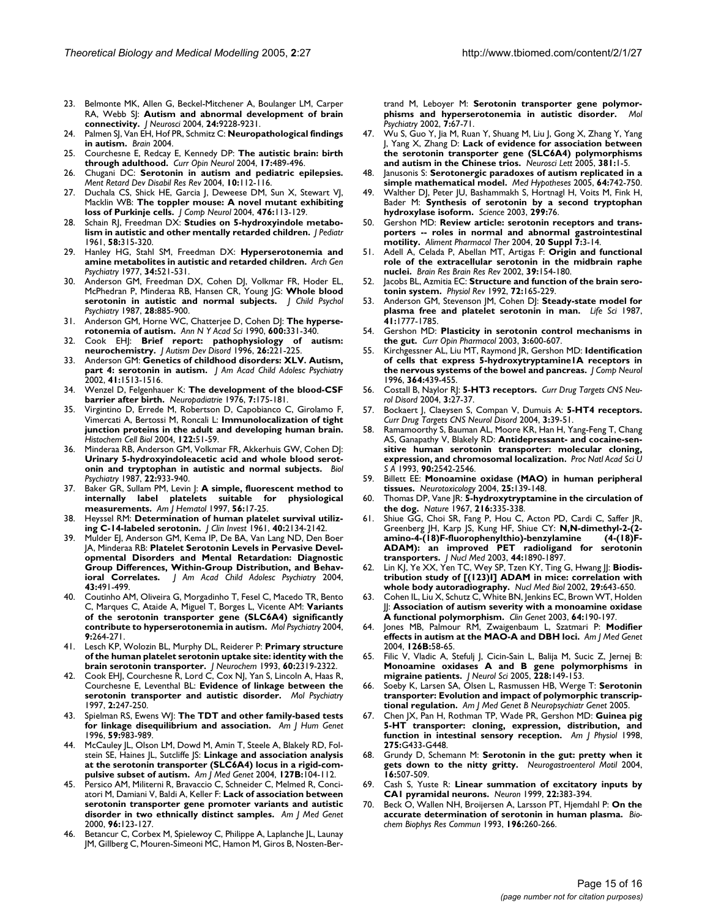23. Belmonte MK, Allen G, Beckel-Mitchener A, Boulanger LM, Carper RA, Webb SJ: **Autism and abnormal development of brain connectivity.** *J Neurosci* 2004, **24:**9228-9231.
24. Palmen SJ, Van EH, Hof PR, Schmitz C: **Neuropathological findings in autism.** *Brain* 2004.
25. Courchesne E, Redcay E, Kennedy DP: **The autistic brain: birth through adulthood.** *Curr Opin Neurol* 2004, **17:**489-496.
26. Chugani DC: **Serotonin in autism and pediatric epilepsies.** *Ment Retard Dev Disabil Res Rev* 2004, **10:**112-116.
27. Duchala CS, Shick HE, Garcia J, Deweese DM, Sun X, Stewart VJ, Macklin WB: **The toppler mouse: A novel mutant exhibiting loss of Purkinje cells.** *J Comp Neurol* 2004, **476:**113-129.
28. Schain RJ, Freedman DX: **Studies on 5-hydroxyindole metabolism in autistic and other mentally retarded children.** *J Pediatr* 1961, **58:**315-320.
29. Hanley HG, Stahl SM, Freedman DX: **Hyperserotonemia and amine metabolites in autistic and retarded children.** *Arch Gen Psychiatry* 1977, **34:**521-531.
30. Anderson GM, Freedman DX, Cohen DJ, Volkmar FR, Hoder EL, McPhedran P, Minderaa RB, Hansen CR, Young JG: **Whole blood serotonin in autistic and normal subjects.** *J Child Psychol Psychiatry* 1987, **28:**885-900.
31. Anderson GM, Horne WC, Chatterjee D, Cohen DJ: **The hyperserotonemia of autism.** *Ann N Y Acad Sci* 1990, **600:**331-340.
32. Cook EHJ: **Brief report: pathophysiology of autism: neurochemistry.** *J Autism Dev Disord* 1996, **26:**221-225.
33. Anderson GM: **Genetics of childhood disorders: XLV. Autism, part 4: serotonin in autism.** *J Am Acad Child Adolesc Psychiatry* 2002, **41:**1513-1516.
34. Wenzel D, Felgenhauer K: **The development of the blood-CSF barrier after birth.** *Neuropadiatrie* 1976, **7:**175-181.
35. Virgintino D, Errede M, Robertson D, Capobianco C, Girolamo F, Vimercati A, Bertossi M, Roncali L: **Immunolocalization of tight junction proteins in the adult and developing human brain.** *Histochem Cell Biol* 2004, **122:**51-59.
36. Minderaa RB, Anderson GM, Volkmar FR, Akkerhuis GW, Cohen DJ: **Urinary 5-hydroxyindoleacetic acid and whole blood serotonin and tryptophan in autistic and normal subjects.** *Biol Psychiatry* 1987, **22:**933-940.
37. Baker GR, Sullam PM, Levin J: **A simple, fluorescent method to internally label platelets suitable for physiological measurements.** *Am J Hematol* 1997, **56:**17-25.
38. Heyssel RM: **Determination of human platelet survival utilizing C-14-labeled serotonin.** *J Clin Invest* 1961, **40:**2134-2142.
39. Mulder EJ, Anderson GM, Kema IP, De BA, Van Lang ND, Den Boer JA, Minderaa RB: **Platelet Serotonin Levels in Pervasive Developmental Disorders and Mental Retardation: Diagnostic Group Differences, Within-Group Distribution, and Behavioral Correlates.** *J Am Acad Child Adolesc Psychiatry* 2004, **43:**491-499.
40. Coutinho AM, Oliveira G, Morgadinho T, Fesel C, Macedo TR, Bento C, Marques C, Ataide A, Miguel T, Borges L, Vicente AM: **Variants of the serotonin transporter gene (SLC6A4) significantly contribute to hyperserotonemia in autism.** *Mol Psychiatry* 2004, **9:**264-271.
41. Lesch KP, Wolozin BL, Murphy DL, Reiderer P: **Primary structure of the human platelet serotonin uptake site: identity with the brain serotonin transporter.** *J Neurochem* 1993, **60:**2319-2322.
42. Cook EHJ, Courchesne R, Lord C, Cox NJ, Yan S, Lincoln A, Haas R, Courchesne E, Leventhal BL: **Evidence of linkage between the serotonin transporter and autistic disorder.** *Mol Psychiatry* 1997, **2:**247-250.
43. Spielman RS, Ewens WJ: **The TDT and other family-based tests for linkage disequilibrium and association.** *Am J Hum Genet* 1996, **59:**983-989.
44. McCauley JL, Olson LM, Dowd M, Amin T, Steele A, Blakely RD, Folstein SE, Haines JL, Sutcliffe JS: **Linkage and association analysis at the serotonin transporter (SLC6A4) locus in a rigid-compulsive subset of autism.** *Am J Med Genet* 2004, **127B:**104-112.
45. Persico AM, Militerni R, Bravaccio C, Schneider C, Melmed R, Conciatori M, Damiani V, Baldi A, Keller F: **Lack of association between serotonin transporter gene promoter variants and autistic disorder in two ethnically distinct samples.** *Am J Med Genet* 2000, **96:**123-127.
46. Betancur C, Corbex M, Spielewoy C, Philippe A, Laplanche JL, Launay JM, Gillberg C, Mouren-Simeoni MC, Hamon M, Giros B, Nosten-Bertrand M, Leboyer M: **Serotonin transporter gene polymorphisms and hyperserotonemia in autistic disorder.** *Mol Psychiatry* 2002, **7:**67-71.
47. Wu S, Guo Y, Jia M, Ruan Y, Shuang M, Liu J, Gong X, Zhang Y, Yang J, Yang X, Zhang D: **Lack of evidence for association between the serotonin transporter gene (SLC6A4) polymorphisms and autism in the Chinese trios.** *Neurosci Lett* 2005, **381:**1-5.
48. Janusonis S: **Serotonergic paradoxes of autism replicated in a simple mathematical model.** *Med Hypotheses* 2005, **64:**742-750.
49. Walther DJ, Peter JU, Bashammakh S, Hortnagl H, Voits M, Fink H, Bader M: **Synthesis of serotonin by a second tryptophan hydroxylase isoform.** *Science* 2003, **299:**76.
50. Gershon MD: **Review article: serotonin receptors and transporters -- roles in normal and abnormal gastrointestinal motility.** *Aliment Pharmacol Ther* 2004, **20 Suppl 7:**3-14.
51. Adell A, Celada P, Abellan MT, Artigas F: **Origin and functional role of the extracellular serotonin in the midbrain raphe nuclei.** *Brain Res Brain Res Rev* 2002, **39:**154-180.
52. Jacobs BL, Azmitia EC: **Structure and function of the brain serotonin system.** *Physiol Rev* 1992, **72:**165-229.
53. Anderson GM, Stevenson JM, Cohen DJ: **Steady-state model for plasma free and platelet serotonin in man.** *Life Sci* 1987, **41:**1777-1785.
54. Gershon MD: **Plasticity in serotonin control mechanisms in the gut.** *Curr Opin Pharmacol* 2003, **3:**600-607.
55. Kirchgessner AL, Liu MT, Raymond JR, Gershon MD: **Identification of cells that express 5-hydroxytryptamine1A receptors in the nervous systems of the bowel and pancreas.** *J Comp Neurol* 1996, **364:**439-455.
56. Costall B, Naylor RJ: **5-HT3 receptors.** *Curr Drug Targets CNS Neurol Disord* 2004, **3:**27-37.
57. Bockaert J, Claeysen S, Compan V, Dumuis A: **5-HT4 receptors.** *Curr Drug Targets CNS Neurol Disord* 2004, **3:**39-51.
58. Ramamoorthy S, Bauman AL, Moore KR, Han H, Yang-Feng T, Chang AS, Ganapathy V, Blakely RD: **Antidepressant- and cocaine-sensitive human serotonin transporter: molecular cloning, expression, and chromosomal localization.** *Proc Natl Acad Sci U S A* 1993, **90:**2542-2546.
59. Billett EE: **Monoamine oxidase (MAO) in human peripheral tissues.** *Neurotoxicology* 2004, **25:**139-148.
60. Thomas DP, Vane JR: **5-hydroxytryptamine in the circulation of the dog.** *Nature* 1967, **216:**335-338.
61. Shiue GG, Choi SR, Fang P, Hou C, Acton PD, Cardi C, Saffer JR, Greenberg JH, Karp JS, Kung HF, Shiue CY: **N,N-dimethyl-2-(2-amino-4-(18)F-fluorophenylthio)-benzylamine (4-(18)F-ADAM): an improved PET radioligand for serotonin transporters.** *J Nucl Med* 2003, **44:**1890-1897.
62. Lin KJ, Ye XX, Yen TC, Wey SP, Tzen KY, Ting G, Hwang JJ: **Biodistribution study of [(123)I] ADAM in mice: correlation with whole body autoradiography.** *Nucl Med Biol* 2002, **29:**643-650.
63. Cohen IL, Liu X, Schutz C, White BN, Jenkins EC, Brown WT, Holden JJ: **Association of autism severity with a monoamine oxidase A functional polymorphism.** *Clin Genet* 2003, **64:**190-197.
64. Jones MB, Palmour RM, Zwaigenbaum L, Szatmari P: **Modifier effects in autism at the MAO-A and DBH loci.** *Am J Med Genet* 2004, **126B:**58-65.
65. Filic V, Vladic A, Stefulj J, Cicin-Sain L, Balija M, Sucic Z, Jernej B: **Monoamine oxidases A and B gene polymorphisms in migraine patients.** *J Neurol Sci* 2005, **228:**149-153.
66. Soeby K, Larsen SA, Olsen L, Rasmussen HB, Werge T: **Serotonin transporter: Evolution and impact of polymorphic transcriptional regulation.** *Am J Med Genet B Neuropsychiatr Genet* 2005.
67. Chen JX, Pan H, Rothman TP, Wade PR, Gershon MD: **Guinea pig 5-HT transporter: cloning, expression, distribution, and function in intestinal sensory reception.** *Am J Physiol* 1998, **275:**G433-G448.
68. Grundy D, Schemann M: **Serotonin in the gut: pretty when it gets down to the nitty gritty.** *Neurogastroenterol Motil* 2004, **16:**507-509.
69. Cash S, Yuste R: **Linear summation of excitatory inputs by CA1 pyramidal neurons.** *Neuron* 1999, **22:**383-394.
70. Beck O, Wallen NH, Broijersen A, Larsson PT, Hjemdahl P: **On the accurate determination of serotonin in human plasma.** *Biochem Biophys Res Commun* 1993, **196:**260-266.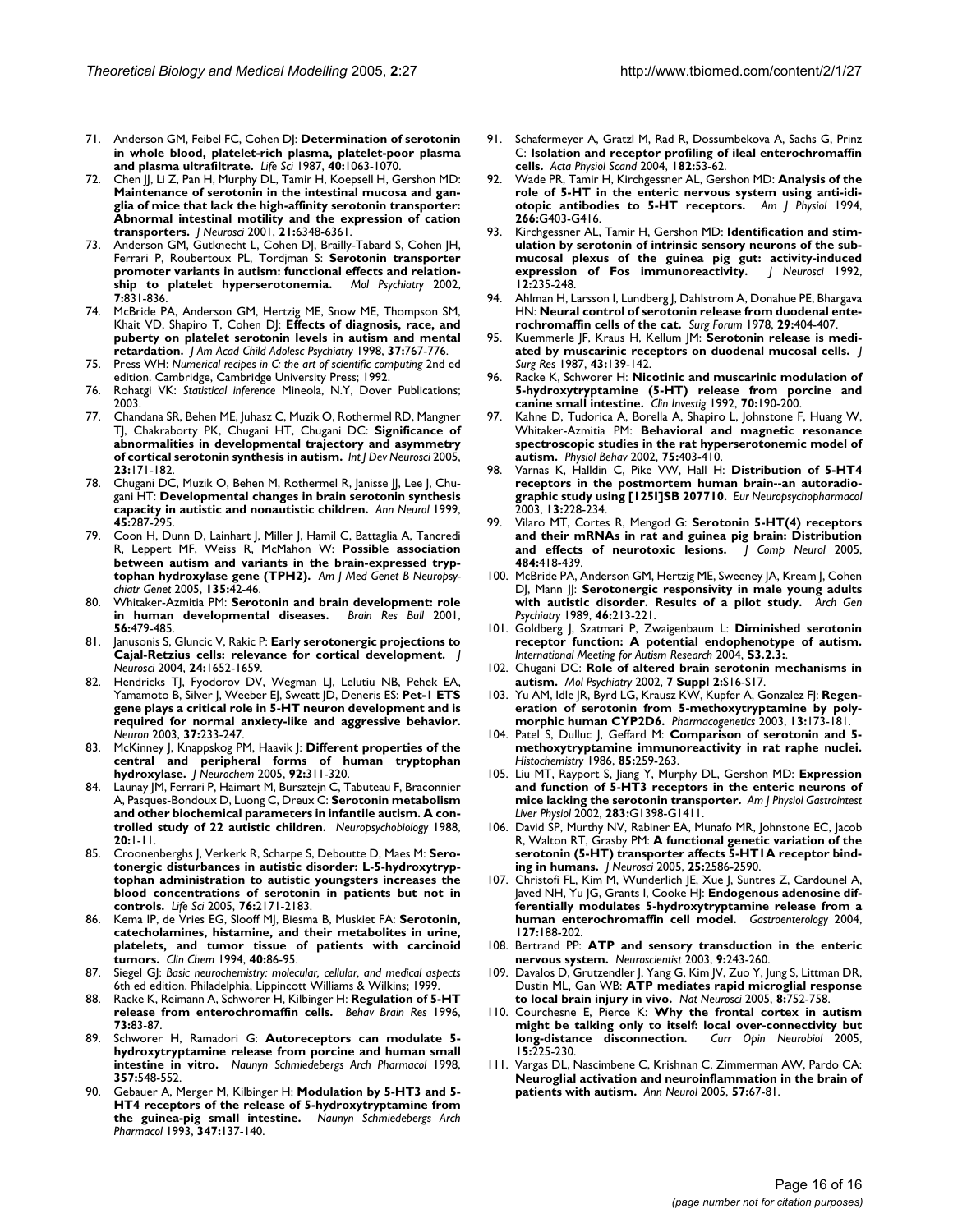71. Anderson GM, Feibel FC, Cohen DJ: **Determination of serotonin in whole blood, platelet-rich plasma, platelet-poor plasma and plasma ultrafiltrate.** *Life Sci* 1987, **40:**1063-1070.
72. Chen JJ, Li Z, Pan H, Murphy DL, Tamir H, Koepsell H, Gershon MD: **Maintenance of serotonin in the intestinal mucosa and ganglia of mice that lack the high-affinity serotonin transporter: Abnormal intestinal motility and the expression of cation transporters.** *J Neurosci* 2001, **21:**6348-6361.
73. Anderson GM, Gutknecht L, Cohen DJ, Brailly-Tabard S, Cohen JH, Ferrari P, Roubertoux PL, Tordjman S: **Serotonin transporter promoter variants in autism: functional effects and relationship to platelet hyperserotonemia.** *Mol Psychiatry* 2002, **7:**831-836.
74. McBride PA, Anderson GM, Hertzig ME, Snow ME, Thompson SM, Khait VD, Shapiro T, Cohen DJ: **Effects of diagnosis, race, and puberty on platelet serotonin levels in autism and mental retardation.** *J Am Acad Child Adolesc Psychiatry* 1998, **37:**767-776.
75. Press WH: *Numerical recipes in C: the art of scientific computing* 2nd ed edition. Cambridge, Cambridge University Press; 1992.
76. Rohatgi VK: *Statistical inference* Mineola, N.Y, Dover Publications; 2003.
77. Chandana SR, Behen ME, Juhasz C, Muzik O, Rothermel RD, Mangner TJ, Chakraborty PK, Chugani HT, Chugani DC: **Significance of abnormalities in developmental trajectory and asymmetry of cortical serotonin synthesis in autism.** *Int J Dev Neurosci* 2005, **23:**171-182.
78. Chugani DC, Muzik O, Behen M, Rothermel R, Janisse JJ, Lee J, Chugani HT: **Developmental changes in brain serotonin synthesis capacity in autistic and nonautistic children.** *Ann Neurol* 1999, **45:**287-295.
79. Coon H, Dunn D, Lainhart J, Miller J, Hamil C, Battaglia A, Tancredi R, Leppert MF, Weiss R, McMahon W: **Possible association between autism and variants in the brain-expressed tryptophan hydroxylase gene (TPH2).** *Am J Med Genet B Neuropsychiatr Genet* 2005, **135:**42-46.
80. Whitaker-Azmitia PM: **Serotonin and brain development: role in human developmental diseases.** *Brain Res Bull* 2001, **56:**479-485.
81. Janusonis S, Gluncic V, Rakic P: **Early serotonergic projections to Cajal-Retzius cells: relevance for cortical development.** *J Neurosci* 2004, **24:**1652-1659.
82. Hendricks TJ, Fyodorov DV, Wegman LJ, Lelutiu NB, Pehek EA, Yamamoto B, Silver J, Weeber EJ, Sweatt JD, Deneris ES: **Pet-1 ETS gene plays a critical role in 5-HT neuron development and is required for normal anxiety-like and aggressive behavior.** *Neuron* 2003, **37:**233-247.
83. McKinney J, Knappskog PM, Haavik J: **Different properties of the central and peripheral forms of human tryptophan hydroxylase.** *J Neurochem* 2005, **92:**311-320.
84. Launay JM, Ferrari P, Haimart M, Bursztejn C, Tabuteau F, Braconnier A, Pasques-Bondoux D, Luong C, Dreux C: **Serotonin metabolism and other biochemical parameters in infantile autism. A controlled study of 22 autistic children.** *Neuropsychobiology* 1988, **20:**1-11.
85. Croonenberghs J, Verkerk R, Scharpe S, Deboutte D, Maes M: **Serotonergic disturbances in autistic disorder: L-5-hydroxytryptophan administration to autistic youngsters increases the blood concentrations of serotonin in patients but not in controls.** *Life Sci* 2005, **76:**2171-2183.
86. Kema IP, de Vries EG, Slooff MJ, Biesma B, Muskiet FA: **Serotonin, catecholamines, histamine, and their metabolites in urine, platelets, and tumor tissue of patients with carcinoid tumors.** *Clin Chem* 1994, **40:**86-95.
87. Siegel GJ: *Basic neurochemistry: molecular, cellular, and medical aspects* 6th ed edition. Philadelphia, Lippincott Williams & Wilkins; 1999.
88. Racke K, Reimann A, Schworer H, Kilbinger H: **Regulation of 5-HT release from enterochromaffin cells.** *Behav Brain Res* 1996, **73:**83-87.
89. Schworer H, Ramadori G: **Autoreceptors can modulate 5-hydroxytryptamine release from porcine and human small intestine in vitro.** *Naunyn Schmiedebergs Arch Pharmacol* 1998, **357:**548-552.
90. Gebauer A, Merger M, Kilbinger H: **Modulation by 5-HT3 and 5-HT4 receptors of the release of 5-hydroxytryptamine from the guinea-pig small intestine.** *Naunyn Schmiedebergs Arch Pharmacol* 1993, **347:**137-140.
91. Schafermeyer A, Gratzl M, Rad R, Dossumbekova A, Sachs G, Prinz C: **Isolation and receptor profiling of ileal enterochromaffin cells.** *Acta Physiol Scand* 2004, **182:**53-62.
92. Wade PR, Tamir H, Kirchgessner AL, Gershon MD: **Analysis of the role of 5-HT in the enteric nervous system using anti-idiotopic antibodies to 5-HT receptors.** *Am J Physiol* 1994, **266:**G403-G416.
93. Kirchgessner AL, Tamir H, Gershon MD: **Identification and stimulation by serotonin of intrinsic sensory neurons of the submucosal plexus of the guinea pig gut: activity-induced expression of Fos immunoreactivity.** *J Neurosci* 1992, **12:**235-248.
94. Ahlman H, Larsson I, Lundberg J, Dahlstrom A, Donahue PE, Bhargava HN: **Neural control of serotonin release from duodenal enterochromaffin cells of the cat.** *Surg Forum* 1978, **29:**404-407.
95. Kuemmerle JF, Kraus H, Kellum JM: **Serotonin release is mediated by muscarinic receptors on duodenal mucosal cells.** *J Surg Res* 1987, **43:**139-142.
96. Racke K, Schworer H: **Nicotinic and muscarinic modulation of 5-hydroxytryptamine (5-HT) release from porcine and canine small intestine.** *Clin Investig* 1992, **70:**190-200.
97. Kahne D, Tudorica A, Borella A, Shapiro L, Johnstone F, Huang W, Whitaker-Azmitia PM: **Behavioral and magnetic resonance spectroscopic studies in the rat hyperserotonemic model of autism.** *Physiol Behav* 2002, **75:**403-410.
98. Varnas K, Halldin C, Pike VW, Hall H: **Distribution of 5-HT4 receptors in the postmortem human brain--an autoradiographic study using [125I]SB 207710.** *Eur Neuropsychopharmacol* 2003, **13:**228-234.
99. Vilaro MT, Cortes R, Mengod G: **Serotonin 5-HT(4) receptors and their mRNAs in rat and guinea pig brain: Distribution and effects of neurotoxic lesions.** *J Comp Neurol* 2005, **484:**418-439.
100. McBride PA, Anderson GM, Hertzig ME, Sweeney JA, Kream J, Cohen DJ, Mann JJ: **Serotonergic responsivity in male young adults with autistic disorder. Results of a pilot study.** *Arch Gen Psychiatry* 1989, **46:**213-221.
101. Goldberg J, Szatmari P, Zwaigenbaum L: **Diminished serotonin receptor function: A potential endophenotype of autism.** *International Meeting for Autism Research* 2004, **S3.2.3:**.
102. Chugani DC: **Role of altered brain serotonin mechanisms in autism.** *Mol Psychiatry* 2002, **7 Suppl 2:**S16-S17.
103. Yu AM, Idle JR, Byrd LG, Krausz KW, Kupfer A, Gonzalez FJ: **Regeneration of serotonin from 5-methoxytryptamine by polymorphic human CYP2D6.** *Pharmacogenetics* 2003, **13:**173-181.
104. Patel S, Dulluc J, Geffard M: **Comparison of serotonin and 5-methoxytryptamine immunoreactivity in rat raphe nuclei.** *Histochemistry* 1986, **85:**259-263.
105. Liu MT, Rayport S, Jiang Y, Murphy DL, Gershon MD: **Expression and function of 5-HT3 receptors in the enteric neurons of mice lacking the serotonin transporter.** *Am J Physiol Gastrointest Liver Physiol* 2002, **283:**G1398-G1411.
106. David SP, Murthy NV, Rabiner EA, Munafo MR, Johnstone EC, Jacob R, Walton RT, Grasby PM: **A functional genetic variation of the serotonin (5-HT) transporter affects 5-HT1A receptor binding in humans.** *J Neurosci* 2005, **25:**2586-2590.
107. Christofi FL, Kim M, Wunderlich JE, Xue J, Suntres Z, Cardounel A, Javed NH, Yu JG, Grants I, Cooke HJ: **Endogenous adenosine differentially modulates 5-hydroxytryptamine release from a human enterochromaffin cell model.** *Gastroenterology* 2004, **127:**188-202.
108. Bertrand PP: **ATP and sensory transduction in the enteric nervous system.** *Neuroscientist* 2003, **9:**243-260.
109. Davalos D, Grutzendler J, Yang G, Kim JV, Zuo Y, Jung S, Littman DR, Dustin ML, Gan WB: **ATP mediates rapid microglial response to local brain injury in vivo.** *Nat Neurosci* 2005, **8:**752-758.
110. Courchesne E, Pierce K: **Why the frontal cortex in autism might be talking only to itself: local over-connectivity but long-distance disconnection.** *Curr Opin Neurobiol* 2005, **15:**225-230.
111. Vargas DL, Nascimbene C, Krishnan C, Zimmerman AW, Pardo CA: **Neuroglial activation and neuroinflammation in the brain of patients with autism.** *Ann Neurol* 2005, **57:**67-81.